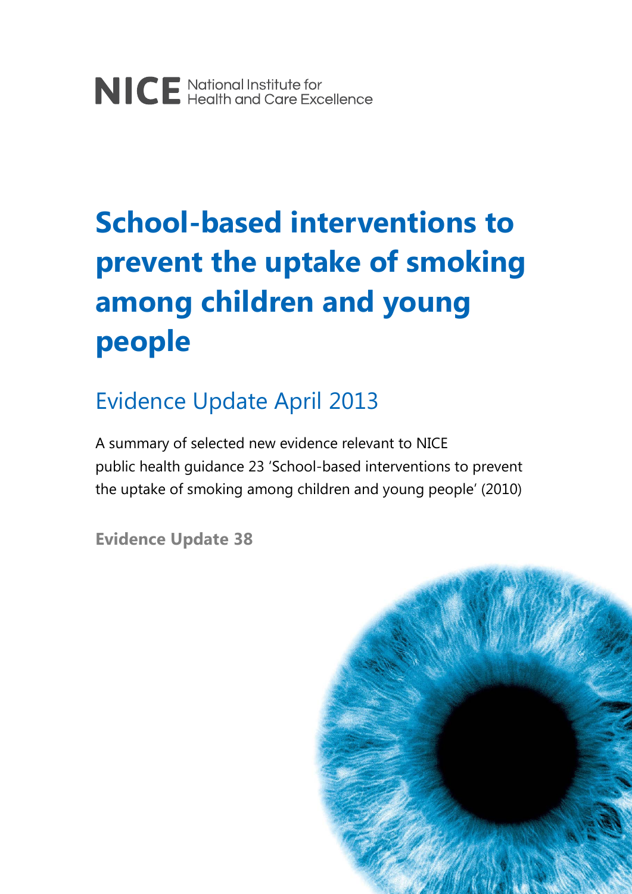NICE National Institute for Health and Care Excellence

# School-based interventions to prevent the uptake of smoking among children and young people

## Evidence Update April 2013

A summary of selected new evidence relevant to NICE public health guidance 23 'School-based interventions to prevent the uptake of smoking among children and young people' (2010)

**Evidence Update 38**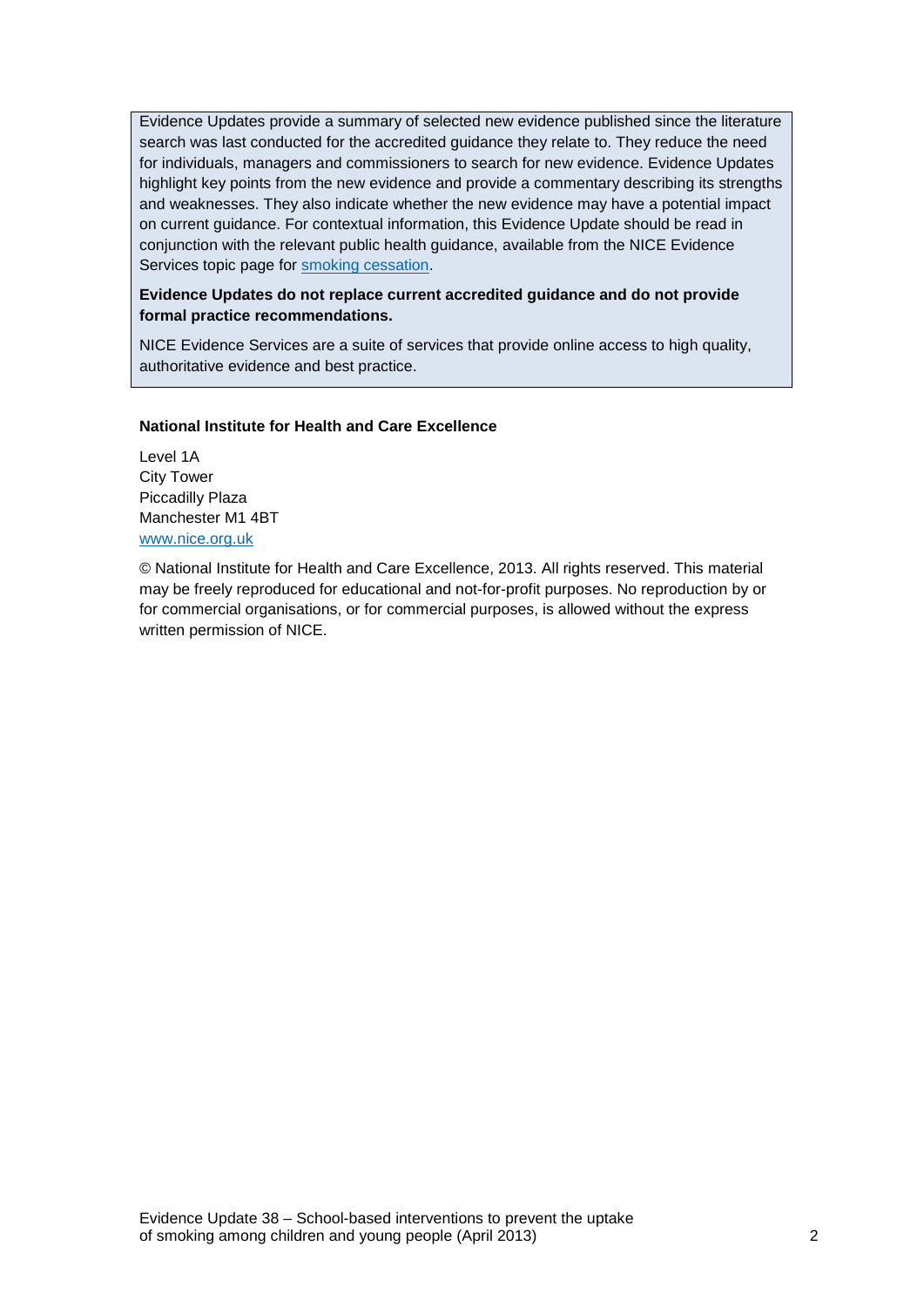Evidence Updates provide a summary of selected new evidence published since the literature search was last conducted for the accredited guidance they relate to. They reduce the need for individuals, managers and commissioners to search for new evidence. Evidence Updates highlight key points from the new evidence and provide a commentary describing its strengths and weaknesses. They also indicate whether the new evidence may have a potential impact on current guidance. For contextual information, this Evidence Update should be read in conjunction with the relevant public health guidance, available from the NICE Evidence Services topic page for [smoking cessation](smoking cessation).

**Evidence Updates do not replace current accredited guidance and do not provide formal practice recommendations.**

NICE Evidence Services are a suite of services that provide online access to high quality, authoritative evidence and best practice.

**National Institute for Health and Care Excellence**

Level 1A
City Tower
Piccadilly Plaza
Manchester M1 4BT
[www.nice.org.uk](www.nice.org.uk)

© National Institute for Health and Care Excellence, 2013. All rights reserved. This material may be freely reproduced for educational and not-for-profit purposes. No reproduction by or for commercial organisations, or for commercial purposes, is allowed without the express written permission of NICE.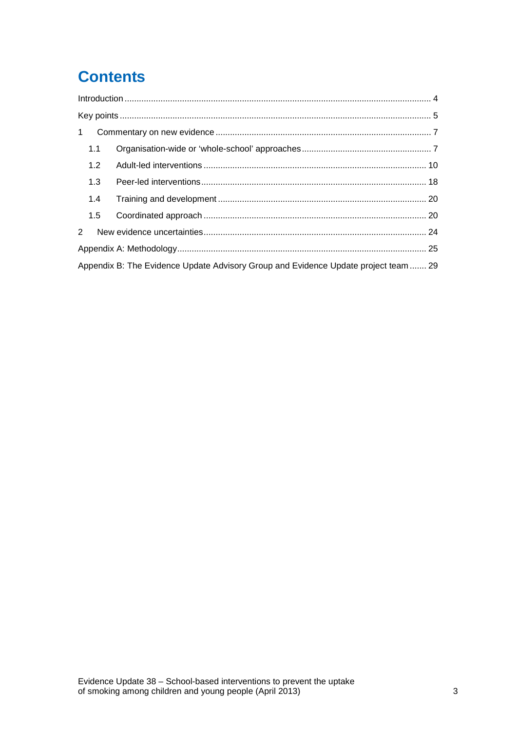# Contents

Introduction ... 4

Key points ... 5

1 Commentary on new evidence ... 7

- 1.1 Organisation-wide or 'whole-school' approaches ... 7
- 1.2 Adult-led interventions ... 10
- 1.3 Peer-led interventions ... 18
- 1.4 Training and development ... 20
- 1.5 Coordinated approach ... 20

2 New evidence uncertainties ... 24

Appendix A: Methodology ... 25

Appendix B: The Evidence Update Advisory Group and Evidence Update project team ... 29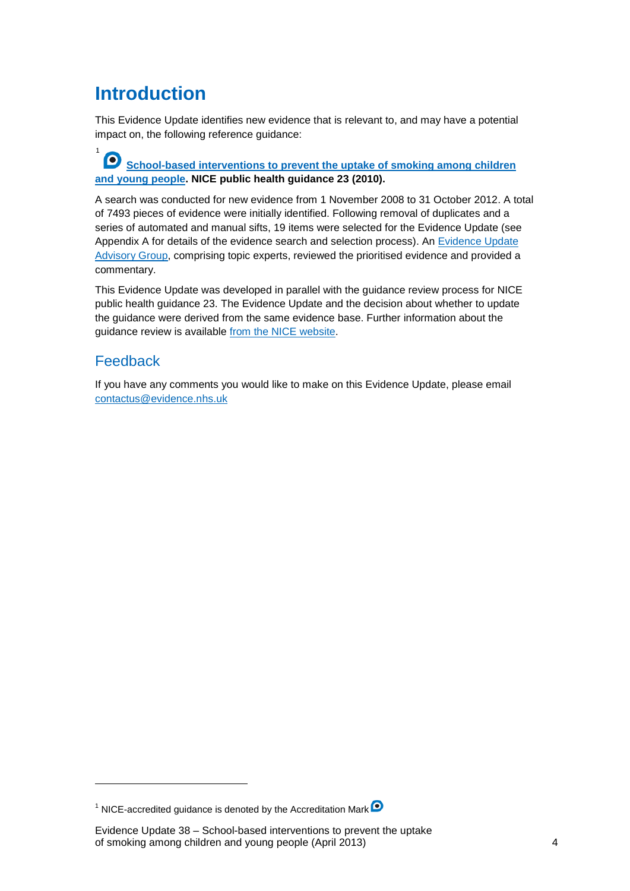# Introduction

This Evidence Update identifies new evidence that is relevant to, and may have a potential impact on, the following reference guidance:

[1] **School-based interventions to prevent the uptake of smoking among children and young people. NICE public health guidance 23 (2010).**

A search was conducted for new evidence from 1 November 2008 to 31 October 2012. A total of 7493 pieces of evidence were initially identified. Following removal of duplicates and a series of automated and manual sifts, 19 items were selected for the Evidence Update (see Appendix A for details of the evidence search and selection process). An Evidence Update Advisory Group, comprising topic experts, reviewed the prioritised evidence and provided a commentary.

This Evidence Update was developed in parallel with the guidance review process for NICE public health guidance 23. The Evidence Update and the decision about whether to update the guidance were derived from the same evidence base. Further information about the guidance review is available from the NICE website.

## Feedback

If you have any comments you would like to make on this Evidence Update, please email contactus@evidence.nhs.uk

[1] NICE-accredited guidance is denoted by the Accreditation Mark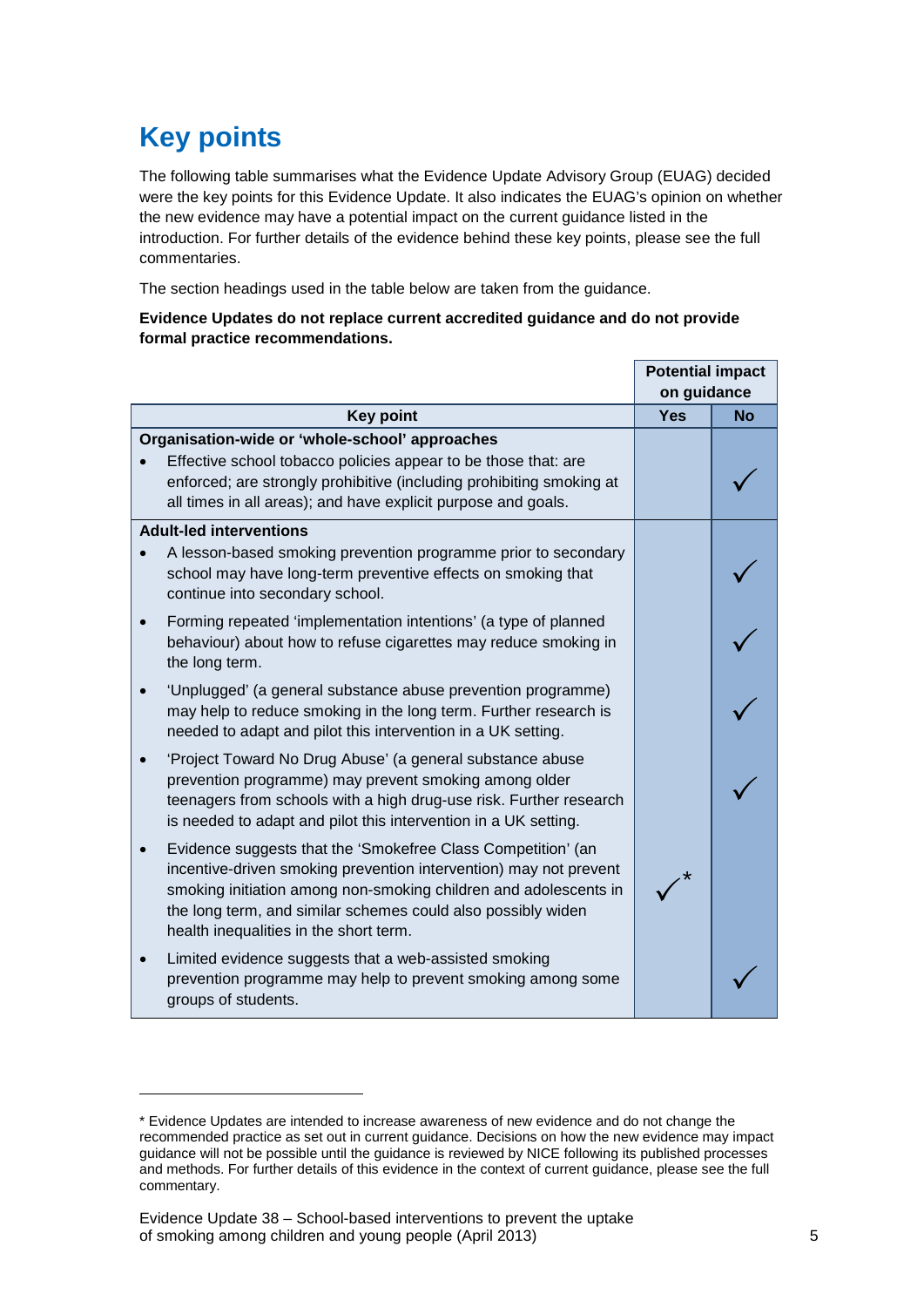# Key points

The following table summarises what the Evidence Update Advisory Group (EUAG) decided were the key points for this Evidence Update. It also indicates the EUAG's opinion on whether the new evidence may have a potential impact on the current guidance listed in the introduction. For further details of the evidence behind these key points, please see the full commentaries.

The section headings used in the table below are taken from the guidance.

**Evidence Updates do not replace current accredited guidance and do not provide formal practice recommendations.**

| | Potential impact on guidance | |
|---|---|---|
| **Key point** | **Yes** | **No** |
| **Organisation-wide or 'whole-school' approaches** | | |
| • Effective school tobacco policies appear to be those that: are enforced; are strongly prohibitive (including prohibiting smoking at all times in all areas); and have explicit purpose and goals. | | ✓ |
| **Adult-led interventions** | | |
| • A lesson-based smoking prevention programme prior to secondary school may have long-term preventive effects on smoking that continue into secondary school. | | ✓ |
| • Forming repeated 'implementation intentions' (a type of planned behaviour) about how to refuse cigarettes may reduce smoking in the long term. | | ✓ |
| • 'Unplugged' (a general substance abuse prevention programme) may help to reduce smoking in the long term. Further research is needed to adapt and pilot this intervention in a UK setting. | | ✓ |
| • 'Project Toward No Drug Abuse' (a general substance abuse prevention programme) may prevent smoking among older teenagers from schools with a high drug-use risk. Further research is needed to adapt and pilot this intervention in a UK setting. | | ✓ |
| • Evidence suggests that the 'Smokefree Class Competition' (an incentive-driven smoking prevention intervention) may not prevent smoking initiation among non-smoking children and adolescents in the long term, and similar schemes could also possibly widen health inequalities in the short term. | ✓* | |
| • Limited evidence suggests that a web-assisted smoking prevention programme may help to prevent smoking among some groups of students. | | ✓ |

* Evidence Updates are intended to increase awareness of new evidence and do not change the recommended practice as set out in current guidance. Decisions on how the new evidence may impact guidance will not be possible until the guidance is reviewed by NICE following its published processes and methods. For further details of this evidence in the context of current guidance, please see the full commentary.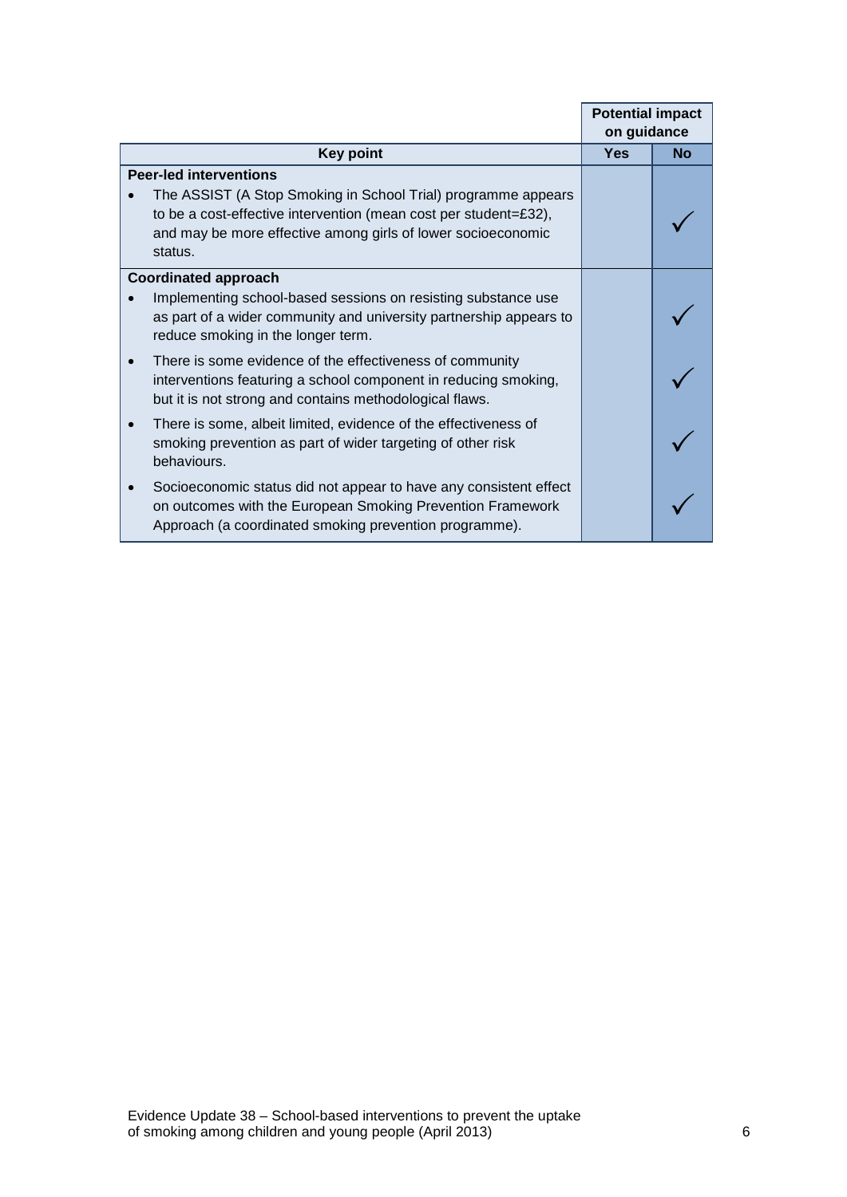| Key point | Potential impact on guidance | |
|---|---|---|
| | Yes | No |
| **Peer-led interventions** | | |
| • The ASSIST (A Stop Smoking in School Trial) programme appears to be a cost-effective intervention (mean cost per student=£32), and may be more effective among girls of lower socioeconomic status. | | ✓ |
| **Coordinated approach** | | |
| • Implementing school-based sessions on resisting substance use as part of a wider community and university partnership appears to reduce smoking in the longer term. | | ✓ |
| • There is some evidence of the effectiveness of community interventions featuring a school component in reducing smoking, but it is not strong and contains methodological flaws. | | ✓ |
| • There is some, albeit limited, evidence of the effectiveness of smoking prevention as part of wider targeting of other risk behaviours. | | ✓ |
| • Socioeconomic status did not appear to have any consistent effect on outcomes with the European Smoking Prevention Framework Approach (a coordinated smoking prevention programme). | | ✓ |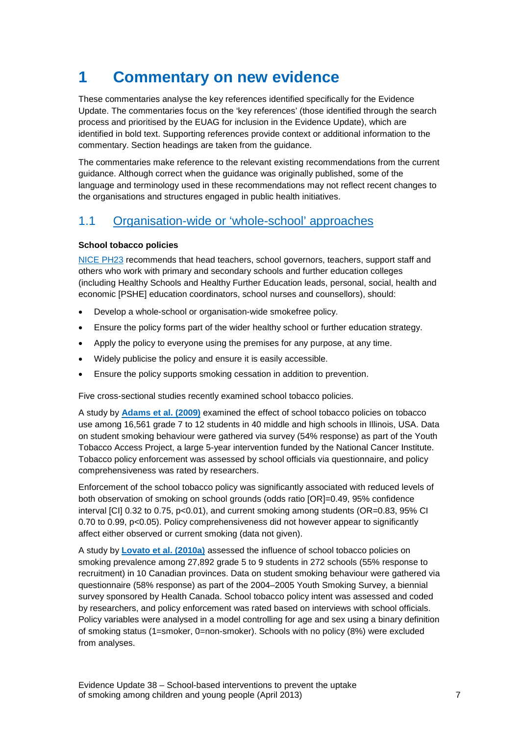# 1 Commentary on new evidence

These commentaries analyse the key references identified specifically for the Evidence Update. The commentaries focus on the 'key references' (those identified through the search process and prioritised by the EUAG for inclusion in the Evidence Update), which are identified in bold text. Supporting references provide context or additional information to the commentary. Section headings are taken from the guidance.

The commentaries make reference to the relevant existing recommendations from the current guidance. Although correct when the guidance was originally published, some of the language and terminology used in these recommendations may not reflect recent changes to the organisations and structures engaged in public health initiatives.

## 1.1 Organisation-wide or 'whole-school' approaches

**School tobacco policies**

NICE PH23 recommends that head teachers, school governors, teachers, support staff and others who work with primary and secondary schools and further education colleges (including Healthy Schools and Healthy Further Education leads, personal, social, health and economic [PSHE] education coordinators, school nurses and counsellors), should:

- Develop a whole-school or organisation-wide smokefree policy.
- Ensure the policy forms part of the wider healthy school or further education strategy.
- Apply the policy to everyone using the premises for any purpose, at any time.
- Widely publicise the policy and ensure it is easily accessible.
- Ensure the policy supports smoking cessation in addition to prevention.

Five cross-sectional studies recently examined school tobacco policies.

A study by **Adams et al. (2009)** examined the effect of school tobacco policies on tobacco use among 16,561 grade 7 to 12 students in 40 middle and high schools in Illinois, USA. Data on student smoking behaviour were gathered via survey (54% response) as part of the Youth Tobacco Access Project, a large 5-year intervention funded by the National Cancer Institute. Tobacco policy enforcement was assessed by school officials via questionnaire, and policy comprehensiveness was rated by researchers.

Enforcement of the school tobacco policy was significantly associated with reduced levels of both observation of smoking on school grounds (odds ratio [OR]=0.49, 95% confidence interval [CI] 0.32 to 0.75, $p<0.01$), and current smoking among students (OR=0.83, 95% CI 0.70 to 0.99, $p<0.05$). Policy comprehensiveness did not however appear to significantly affect either observed or current smoking (data not given).

A study by **Lovato et al. (2010a)** assessed the influence of school tobacco policies on smoking prevalence among 27,892 grade 5 to 9 students in 272 schools (55% response to recruitment) in 10 Canadian provinces. Data on student smoking behaviour were gathered via questionnaire (58% response) as part of the 2004–2005 Youth Smoking Survey, a biennial survey sponsored by Health Canada. School tobacco policy intent was assessed and coded by researchers, and policy enforcement was rated based on interviews with school officials. Policy variables were analysed in a model controlling for age and sex using a binary definition of smoking status (1=smoker, 0=non-smoker). Schools with no policy (8%) were excluded from analyses.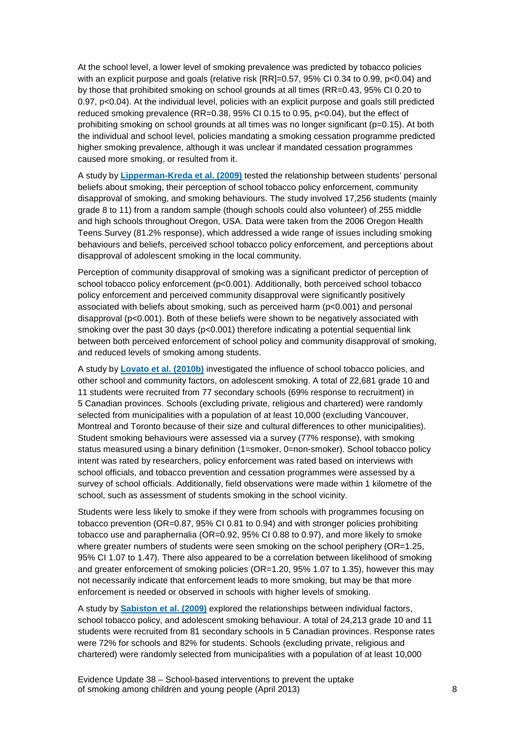At the school level, a lower level of smoking prevalence was predicted by tobacco policies with an explicit purpose and goals (relative risk [RR]=0.57, 95% CI 0.34 to 0.99, $p<0.04$) and by those that prohibited smoking on school grounds at all times (RR=0.43, 95% CI 0.20 to 0.97, $p<0.04$). At the individual level, policies with an explicit purpose and goals still predicted reduced smoking prevalence (RR=0.38, 95% CI 0.15 to 0.95, $p<0.04$), but the effect of prohibiting smoking on school grounds at all times was no longer significant ($p=0.15$). At both the individual and school level, policies mandating a smoking cessation programme predicted higher smoking prevalence, although it was unclear if mandated cessation programmes caused more smoking, or resulted from it.

A study by **Lipperman-Kreda et al. (2009)** tested the relationship between students' personal beliefs about smoking, their perception of school tobacco policy enforcement, community disapproval of smoking, and smoking behaviours. The study involved 17,256 students (mainly grade 8 to 11) from a random sample (though schools could also volunteer) of 255 middle and high schools throughout Oregon, USA. Data were taken from the 2006 Oregon Health Teens Survey (81.2% response), which addressed a wide range of issues including smoking behaviours and beliefs, perceived school tobacco policy enforcement, and perceptions about disapproval of adolescent smoking in the local community.

Perception of community disapproval of smoking was a significant predictor of perception of school tobacco policy enforcement ($p<0.001$). Additionally, both perceived school tobacco policy enforcement and perceived community disapproval were significantly positively associated with beliefs about smoking, such as perceived harm ($p<0.001$) and personal disapproval ($p<0.001$). Both of these beliefs were shown to be negatively associated with smoking over the past 30 days ($p<0.001$) therefore indicating a potential sequential link between both perceived enforcement of school policy and community disapproval of smoking, and reduced levels of smoking among students.

A study by **Lovato et al. (2010b)** investigated the influence of school tobacco policies, and other school and community factors, on adolescent smoking. A total of 22,681 grade 10 and 11 students were recruited from 77 secondary schools (69% response to recruitment) in 5 Canadian provinces. Schools (excluding private, religious and chartered) were randomly selected from municipalities with a population of at least 10,000 (excluding Vancouver, Montreal and Toronto because of their size and cultural differences to other municipalities). Student smoking behaviours were assessed via a survey (77% response), with smoking status measured using a binary definition (1=smoker, 0=non-smoker). School tobacco policy intent was rated by researchers, policy enforcement was rated based on interviews with school officials, and tobacco prevention and cessation programmes were assessed by a survey of school officials. Additionally, field observations were made within 1 kilometre of the school, such as assessment of students smoking in the school vicinity.

Students were less likely to smoke if they were from schools with programmes focusing on tobacco prevention (OR=0.87, 95% CI 0.81 to 0.94) and with stronger policies prohibiting tobacco use and paraphernalia (OR=0.92, 95% CI 0.88 to 0.97), and more likely to smoke where greater numbers of students were seen smoking on the school periphery (OR=1.25, 95% CI 1.07 to 1.47). There also appeared to be a correlation between likelihood of smoking and greater enforcement of smoking policies (OR=1.20, 95% 1.07 to 1.35), however this may not necessarily indicate that enforcement leads to more smoking, but may be that more enforcement is needed or observed in schools with higher levels of smoking.

A study by **Sabiston et al. (2009)** explored the relationships between individual factors, school tobacco policy, and adolescent smoking behaviour. A total of 24,213 grade 10 and 11 students were recruited from 81 secondary schools in 5 Canadian provinces. Response rates were 72% for schools and 82% for students. Schools (excluding private, religious and chartered) were randomly selected from municipalities with a population of at least 10,000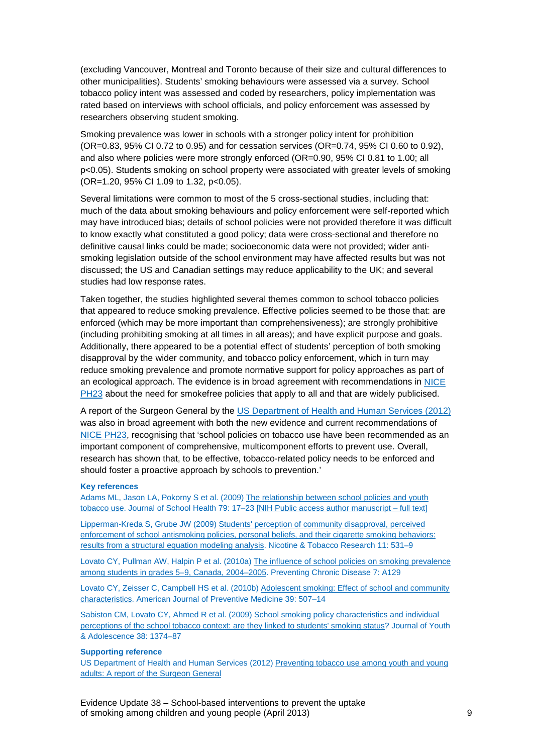(excluding Vancouver, Montreal and Toronto because of their size and cultural differences to other municipalities). Students' smoking behaviours were assessed via a survey. School tobacco policy intent was assessed and coded by researchers, policy implementation was rated based on interviews with school officials, and policy enforcement was assessed by researchers observing student smoking.

Smoking prevalence was lower in schools with a stronger policy intent for prohibition (OR=0.83, 95% CI 0.72 to 0.95) and for cessation services (OR=0.74, 95% CI 0.60 to 0.92), and also where policies were more strongly enforced (OR=0.90, 95% CI 0.81 to 1.00; all $p<0.05$). Students smoking on school property were associated with greater levels of smoking (OR=1.20, 95% CI 1.09 to 1.32, $p<0.05$).

Several limitations were common to most of the 5 cross-sectional studies, including that: much of the data about smoking behaviours and policy enforcement were self-reported which may have introduced bias; details of school policies were not provided therefore it was difficult to know exactly what constituted a good policy; data were cross-sectional and therefore no definitive causal links could be made; socioeconomic data were not provided; wider anti-smoking legislation outside of the school environment may have affected results but was not discussed; the US and Canadian settings may reduce applicability to the UK; and several studies had low response rates.

Taken together, the studies highlighted several themes common to school tobacco policies that appeared to reduce smoking prevalence. Effective policies seemed to be those that: are enforced (which may be more important than comprehensiveness); are strongly prohibitive (including prohibiting smoking at all times in all areas); and have explicit purpose and goals. Additionally, there appeared to be a potential effect of students' perception of both smoking disapproval by the wider community, and tobacco policy enforcement, which in turn may reduce smoking prevalence and promote normative support for policy approaches as part of an ecological approach. The evidence is in broad agreement with recommendations in NICE PH23 about the need for smokefree policies that apply to all and that are widely publicised.

A report of the Surgeon General by the US Department of Health and Human Services (2012) was also in broad agreement with both the new evidence and current recommendations of NICE PH23, recognising that 'school policies on tobacco use have been recommended as an important component of comprehensive, multicomponent efforts to prevent use. Overall, research has shown that, to be effective, tobacco-related policy needs to be enforced and should foster a proactive approach by schools to prevention.'

**Key references**

Adams ML, Jason LA, Pokorny S et al. (2009) The relationship between school policies and youth tobacco use. Journal of School Health 79: 17–23 [NIH Public access author manuscript – full text]

Lipperman-Kreda S, Grube JW (2009) Students' perception of community disapproval, perceived enforcement of school antismoking policies, personal beliefs, and their cigarette smoking behaviors: results from a structural equation modeling analysis. Nicotine & Tobacco Research 11: 531–9

Lovato CY, Pullman AW, Halpin P et al. (2010a) The influence of school policies on smoking prevalence among students in grades 5–9, Canada, 2004–2005. Preventing Chronic Disease 7: A129

Lovato CY, Zeisser C, Campbell HS et al. (2010b) Adolescent smoking: Effect of school and community characteristics. American Journal of Preventive Medicine 39: 507–14

Sabiston CM, Lovato CY, Ahmed R et al. (2009) School smoking policy characteristics and individual perceptions of the school tobacco context: are they linked to students' smoking status? Journal of Youth & Adolescence 38: 1374–87

**Supporting reference**

US Department of Health and Human Services (2012) Preventing tobacco use among youth and young adults: A report of the Surgeon General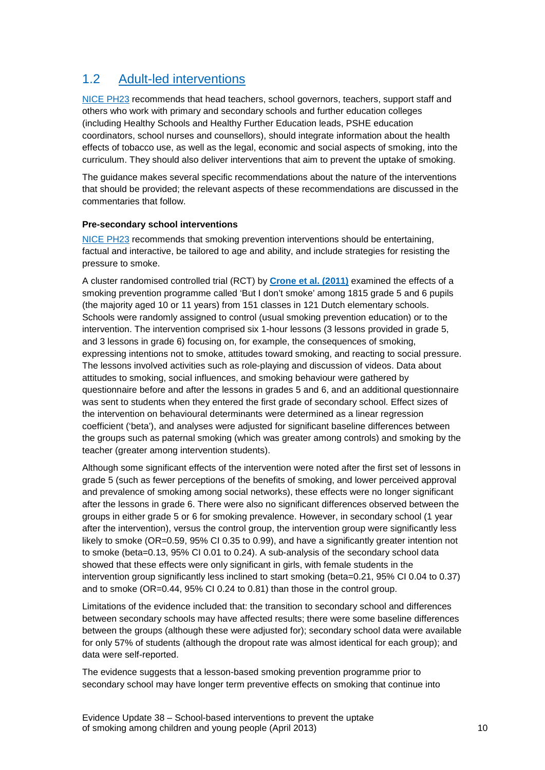## 1.2 Adult-led interventions

NICE PH23 recommends that head teachers, school governors, teachers, support staff and others who work with primary and secondary schools and further education colleges (including Healthy Schools and Healthy Further Education leads, PSHE education coordinators, school nurses and counsellors), should integrate information about the health effects of tobacco use, as well as the legal, economic and social aspects of smoking, into the curriculum. They should also deliver interventions that aim to prevent the uptake of smoking.

The guidance makes several specific recommendations about the nature of the interventions that should be provided; the relevant aspects of these recommendations are discussed in the commentaries that follow.

**Pre-secondary school interventions**

NICE PH23 recommends that smoking prevention interventions should be entertaining, factual and interactive, be tailored to age and ability, and include strategies for resisting the pressure to smoke.

A cluster randomised controlled trial (RCT) by **Crone et al. (2011)** examined the effects of a smoking prevention programme called 'But I don't smoke' among 1815 grade 5 and 6 pupils (the majority aged 10 or 11 years) from 151 classes in 121 Dutch elementary schools. Schools were randomly assigned to control (usual smoking prevention education) or to the intervention. The intervention comprised six 1-hour lessons (3 lessons provided in grade 5, and 3 lessons in grade 6) focusing on, for example, the consequences of smoking, expressing intentions not to smoke, attitudes toward smoking, and reacting to social pressure. The lessons involved activities such as role-playing and discussion of videos. Data about attitudes to smoking, social influences, and smoking behaviour were gathered by questionnaire before and after the lessons in grades 5 and 6, and an additional questionnaire was sent to students when they entered the first grade of secondary school. Effect sizes of the intervention on behavioural determinants were determined as a linear regression coefficient ('beta'), and analyses were adjusted for significant baseline differences between the groups such as paternal smoking (which was greater among controls) and smoking by the teacher (greater among intervention students).

Although some significant effects of the intervention were noted after the first set of lessons in grade 5 (such as fewer perceptions of the benefits of smoking, and lower perceived approval and prevalence of smoking among social networks), these effects were no longer significant after the lessons in grade 6. There were also no significant differences observed between the groups in either grade 5 or 6 for smoking prevalence. However, in secondary school (1 year after the intervention), versus the control group, the intervention group were significantly less likely to smoke (OR=0.59, 95% CI 0.35 to 0.99), and have a significantly greater intention not to smoke (beta=0.13, 95% CI 0.01 to 0.24). A sub-analysis of the secondary school data showed that these effects were only significant in girls, with female students in the intervention group significantly less inclined to start smoking (beta=0.21, 95% CI 0.04 to 0.37) and to smoke (OR=0.44, 95% CI 0.24 to 0.81) than those in the control group.

Limitations of the evidence included that: the transition to secondary school and differences between secondary schools may have affected results; there were some baseline differences between the groups (although these were adjusted for); secondary school data were available for only 57% of students (although the dropout rate was almost identical for each group); and data were self-reported.

The evidence suggests that a lesson-based smoking prevention programme prior to secondary school may have longer term preventive effects on smoking that continue into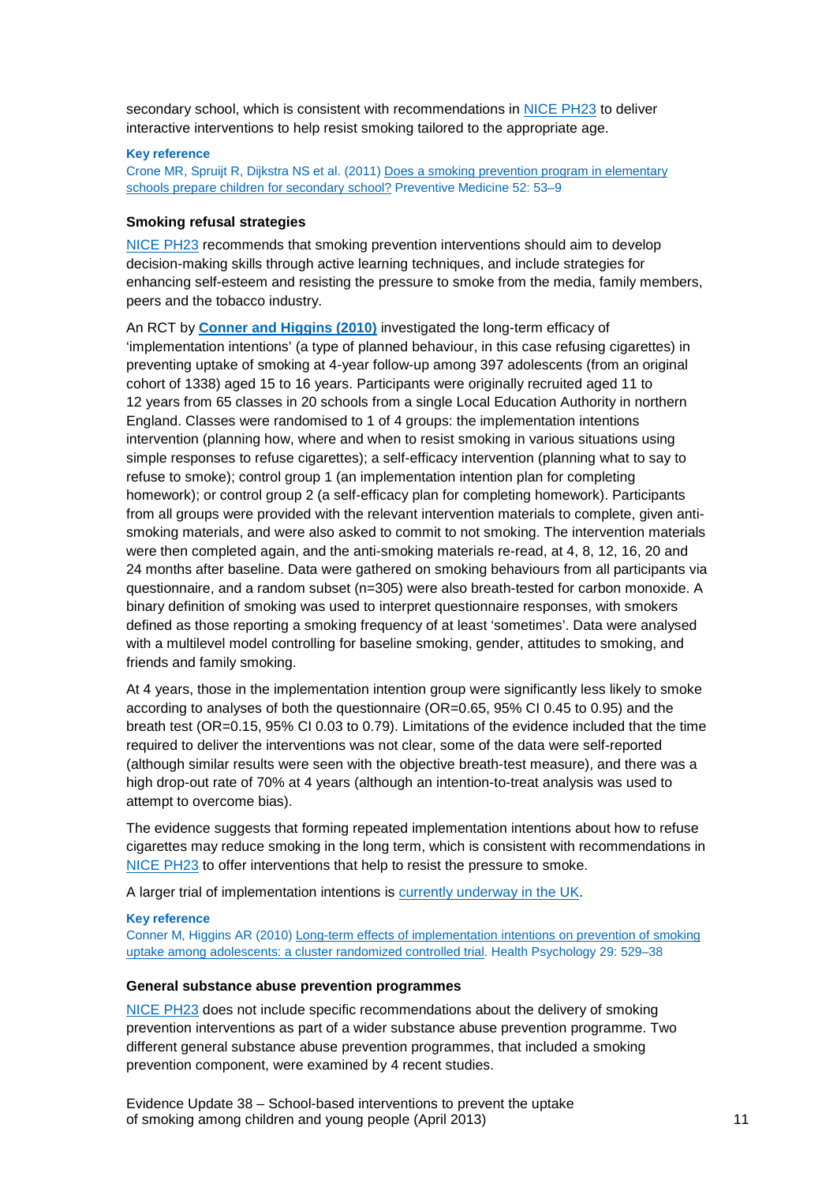secondary school, which is consistent with recommendations in NICE PH23 to deliver interactive interventions to help resist smoking tailored to the appropriate age.

**Key reference**

Crone MR, Spruijt R, Dijkstra NS et al. (2011) Does a smoking prevention program in elementary schools prepare children for secondary school? Preventive Medicine 52: 53–9

### Smoking refusal strategies

NICE PH23 recommends that smoking prevention interventions should aim to develop decision-making skills through active learning techniques, and include strategies for enhancing self-esteem and resisting the pressure to smoke from the media, family members, peers and the tobacco industry.

An RCT by **Conner and Higgins (2010)** investigated the long-term efficacy of 'implementation intentions' (a type of planned behaviour, in this case refusing cigarettes) in preventing uptake of smoking at 4-year follow-up among 397 adolescents (from an original cohort of 1338) aged 15 to 16 years. Participants were originally recruited aged 11 to 12 years from 65 classes in 20 schools from a single Local Education Authority in northern England. Classes were randomised to 1 of 4 groups: the implementation intentions intervention (planning how, where and when to resist smoking in various situations using simple responses to refuse cigarettes); a self-efficacy intervention (planning what to say to refuse to smoke); control group 1 (an implementation intention plan for completing homework); or control group 2 (a self-efficacy plan for completing homework). Participants from all groups were provided with the relevant intervention materials to complete, given anti-smoking materials, and were also asked to commit to not smoking. The intervention materials were then completed again, and the anti-smoking materials re-read, at 4, 8, 12, 16, 20 and 24 months after baseline. Data were gathered on smoking behaviours from all participants via questionnaire, and a random subset (n=305) were also breath-tested for carbon monoxide. A binary definition of smoking was used to interpret questionnaire responses, with smokers defined as those reporting a smoking frequency of at least 'sometimes'. Data were analysed with a multilevel model controlling for baseline smoking, gender, attitudes to smoking, and friends and family smoking.

At 4 years, those in the implementation intention group were significantly less likely to smoke according to analyses of both the questionnaire (OR=0.65, 95% CI 0.45 to 0.95) and the breath test (OR=0.15, 95% CI 0.03 to 0.79). Limitations of the evidence included that the time required to deliver the interventions was not clear, some of the data were self-reported (although similar results were seen with the objective breath-test measure), and there was a high drop-out rate of 70% at 4 years (although an intention-to-treat analysis was used to attempt to overcome bias).

The evidence suggests that forming repeated implementation intentions about how to refuse cigarettes may reduce smoking in the long term, which is consistent with recommendations in NICE PH23 to offer interventions that help to resist the pressure to smoke.

A larger trial of implementation intentions is currently underway in the UK.

**Key reference**

Conner M, Higgins AR (2010) Long-term effects of implementation intentions on prevention of smoking uptake among adolescents: a cluster randomized controlled trial. Health Psychology 29: 529–38

### General substance abuse prevention programmes

NICE PH23 does not include specific recommendations about the delivery of smoking prevention interventions as part of a wider substance abuse prevention programme. Two different general substance abuse prevention programmes, that included a smoking prevention component, were examined by 4 recent studies.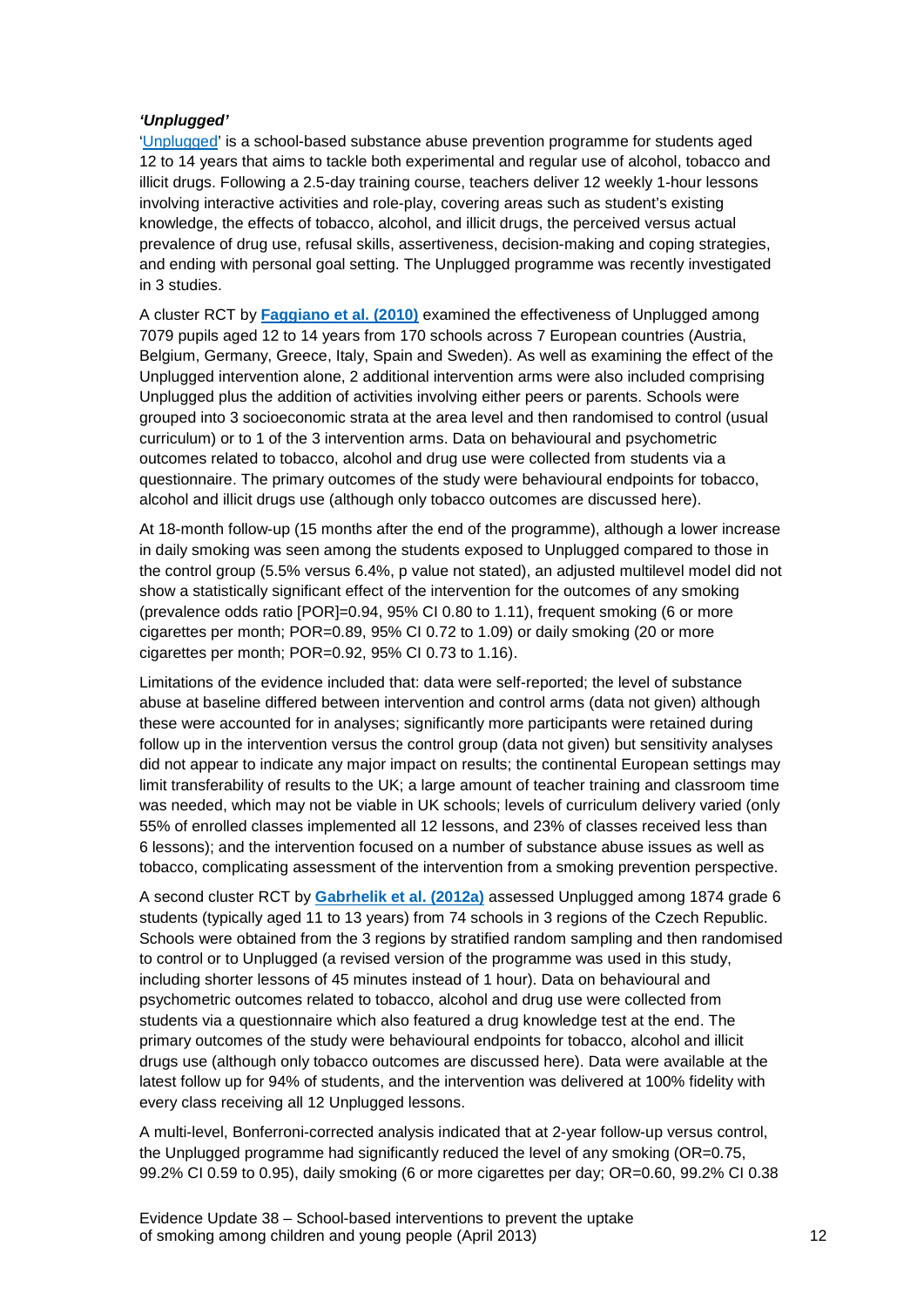#### *'Unplugged'*

'Unplugged' is a school-based substance abuse prevention programme for students aged 12 to 14 years that aims to tackle both experimental and regular use of alcohol, tobacco and illicit drugs. Following a 2.5-day training course, teachers deliver 12 weekly 1-hour lessons involving interactive activities and role-play, covering areas such as student's existing knowledge, the effects of tobacco, alcohol, and illicit drugs, the perceived versus actual prevalence of drug use, refusal skills, assertiveness, decision-making and coping strategies, and ending with personal goal setting. The Unplugged programme was recently investigated in 3 studies.

A cluster RCT by **Faggiano et al. (2010)** examined the effectiveness of Unplugged among 7079 pupils aged 12 to 14 years from 170 schools across 7 European countries (Austria, Belgium, Germany, Greece, Italy, Spain and Sweden). As well as examining the effect of the Unplugged intervention alone, 2 additional intervention arms were also included comprising Unplugged plus the addition of activities involving either peers or parents. Schools were grouped into 3 socioeconomic strata at the area level and then randomised to control (usual curriculum) or to 1 of the 3 intervention arms. Data on behavioural and psychometric outcomes related to tobacco, alcohol and drug use were collected from students via a questionnaire. The primary outcomes of the study were behavioural endpoints for tobacco, alcohol and illicit drugs use (although only tobacco outcomes are discussed here).

At 18-month follow-up (15 months after the end of the programme), although a lower increase in daily smoking was seen among the students exposed to Unplugged compared to those in the control group (5.5% versus 6.4%, p value not stated), an adjusted multilevel model did not show a statistically significant effect of the intervention for the outcomes of any smoking (prevalence odds ratio [POR]=0.94, 95% CI 0.80 to 1.11), frequent smoking (6 or more cigarettes per month; POR=0.89, 95% CI 0.72 to 1.09) or daily smoking (20 or more cigarettes per month; POR=0.92, 95% CI 0.73 to 1.16).

Limitations of the evidence included that: data were self-reported; the level of substance abuse at baseline differed between intervention and control arms (data not given) although these were accounted for in analyses; significantly more participants were retained during follow up in the intervention versus the control group (data not given) but sensitivity analyses did not appear to indicate any major impact on results; the continental European settings may limit transferability of results to the UK; a large amount of teacher training and classroom time was needed, which may not be viable in UK schools; levels of curriculum delivery varied (only 55% of enrolled classes implemented all 12 lessons, and 23% of classes received less than 6 lessons); and the intervention focused on a number of substance abuse issues as well as tobacco, complicating assessment of the intervention from a smoking prevention perspective.

A second cluster RCT by **Gabrhelik et al. (2012a)** assessed Unplugged among 1874 grade 6 students (typically aged 11 to 13 years) from 74 schools in 3 regions of the Czech Republic. Schools were obtained from the 3 regions by stratified random sampling and then randomised to control or to Unplugged (a revised version of the programme was used in this study, including shorter lessons of 45 minutes instead of 1 hour). Data on behavioural and psychometric outcomes related to tobacco, alcohol and drug use were collected from students via a questionnaire which also featured a drug knowledge test at the end. The primary outcomes of the study were behavioural endpoints for tobacco, alcohol and illicit drugs use (although only tobacco outcomes are discussed here). Data were available at the latest follow up for 94% of students, and the intervention was delivered at 100% fidelity with every class receiving all 12 Unplugged lessons.

A multi-level, Bonferroni-corrected analysis indicated that at 2-year follow-up versus control, the Unplugged programme had significantly reduced the level of any smoking (OR=0.75, 99.2% CI 0.59 to 0.95), daily smoking (6 or more cigarettes per day; OR=0.60, 99.2% CI 0.38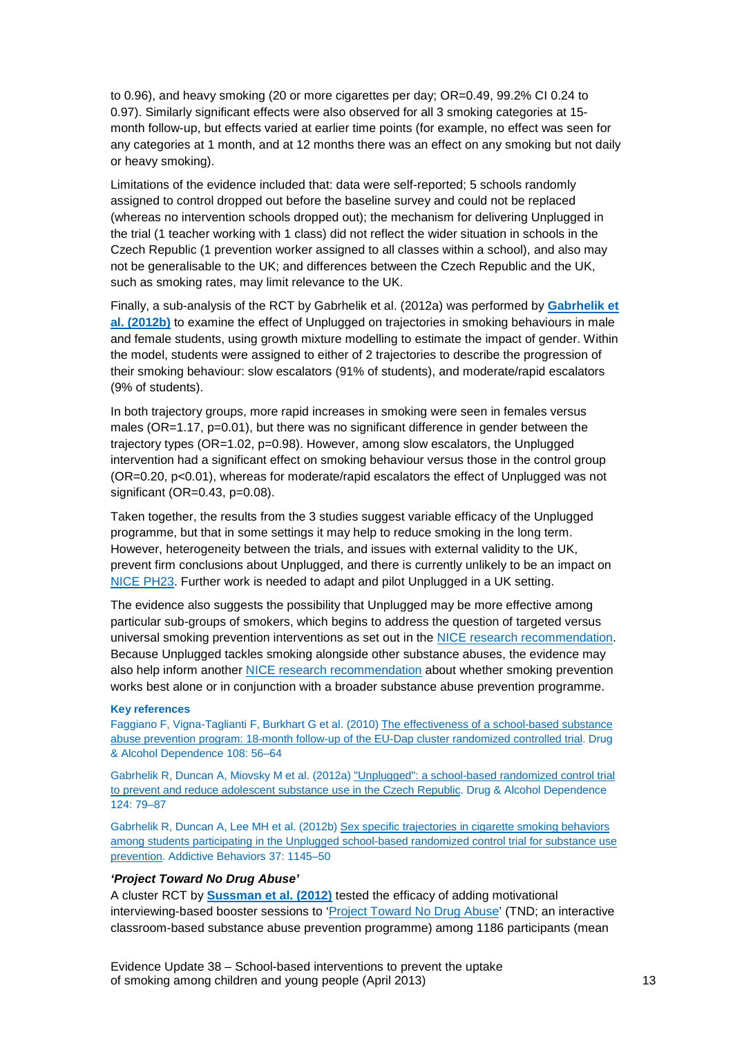to 0.96), and heavy smoking (20 or more cigarettes per day; OR=0.49, 99.2% CI 0.24 to 0.97). Similarly significant effects were also observed for all 3 smoking categories at 15-month follow-up, but effects varied at earlier time points (for example, no effect was seen for any categories at 1 month, and at 12 months there was an effect on any smoking but not daily or heavy smoking).

Limitations of the evidence included that: data were self-reported; 5 schools randomly assigned to control dropped out before the baseline survey and could not be replaced (whereas no intervention schools dropped out); the mechanism for delivering Unplugged in the trial (1 teacher working with 1 class) did not reflect the wider situation in schools in the Czech Republic (1 prevention worker assigned to all classes within a school), and also may not be generalisable to the UK; and differences between the Czech Republic and the UK, such as smoking rates, may limit relevance to the UK.

Finally, a sub-analysis of the RCT by Gabrhelik et al. (2012a) was performed by **Gabrhelik et al. (2012b)** to examine the effect of Unplugged on trajectories in smoking behaviours in male and female students, using growth mixture modelling to estimate the impact of gender. Within the model, students were assigned to either of 2 trajectories to describe the progression of their smoking behaviour: slow escalators (91% of students), and moderate/rapid escalators (9% of students).

In both trajectory groups, more rapid increases in smoking were seen in females versus males (OR=1.17, p=0.01), but there was no significant difference in gender between the trajectory types (OR=1.02, p=0.98). However, among slow escalators, the Unplugged intervention had a significant effect on smoking behaviour versus those in the control group (OR=0.20, p<0.01), whereas for moderate/rapid escalators the effect of Unplugged was not significant (OR=0.43, p=0.08).

Taken together, the results from the 3 studies suggest variable efficacy of the Unplugged programme, but that in some settings it may help to reduce smoking in the long term. However, heterogeneity between the trials, and issues with external validity to the UK, prevent firm conclusions about Unplugged, and there is currently unlikely to be an impact on NICE PH23. Further work is needed to adapt and pilot Unplugged in a UK setting.

The evidence also suggests the possibility that Unplugged may be more effective among particular sub-groups of smokers, which begins to address the question of targeted versus universal smoking prevention interventions as set out in the NICE research recommendation. Because Unplugged tackles smoking alongside other substance abuses, the evidence may also help inform another NICE research recommendation about whether smoking prevention works best alone or in conjunction with a broader substance abuse prevention programme.

**Key references**

Faggiano F, Vigna-Taglianti F, Burkhart G et al. (2010) The effectiveness of a school-based substance abuse prevention program: 18-month follow-up of the EU-Dap cluster randomized controlled trial. Drug & Alcohol Dependence 108: 56–64

Gabrhelik R, Duncan A, Miovsky M et al. (2012a) "Unplugged": a school-based randomized control trial to prevent and reduce adolescent substance use in the Czech Republic. Drug & Alcohol Dependence 124: 79–87

Gabrhelik R, Duncan A, Lee MH et al. (2012b) Sex specific trajectories in cigarette smoking behaviors among students participating in the Unplugged school-based randomized control trial for substance use prevention. Addictive Behaviors 37: 1145–50

***'Project Toward No Drug Abuse'***

A cluster RCT by **Sussman et al. (2012)** tested the efficacy of adding motivational interviewing-based booster sessions to 'Project Toward No Drug Abuse' (TND; an interactive classroom-based substance abuse prevention programme) among 1186 participants (mean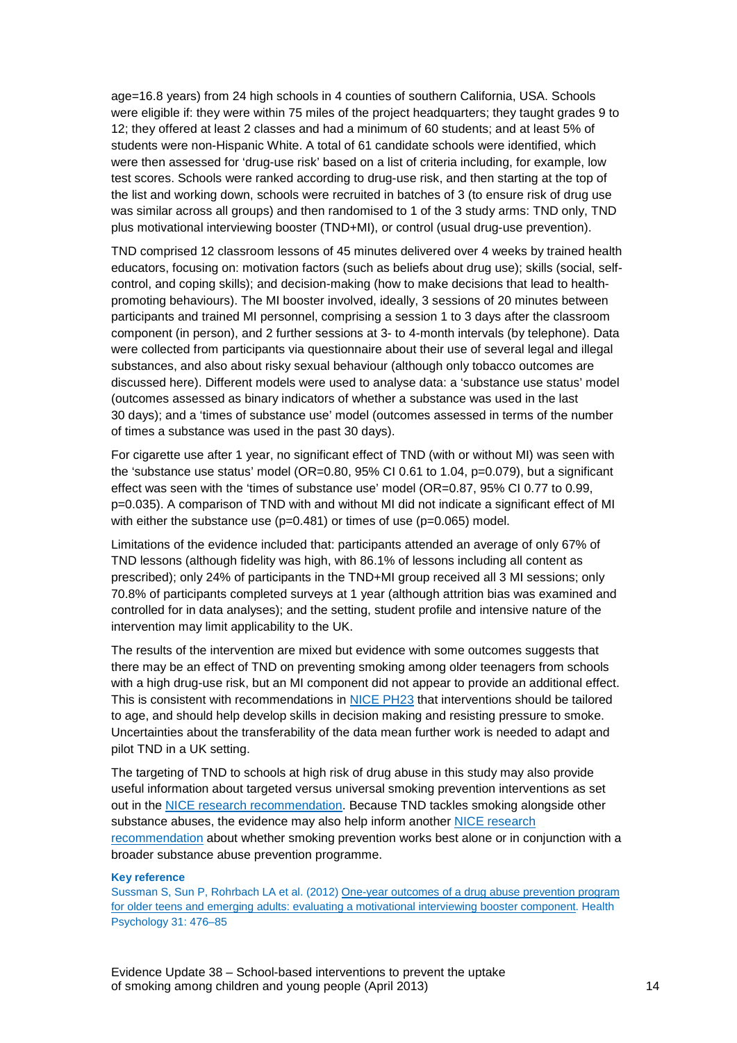age=16.8 years) from 24 high schools in 4 counties of southern California, USA. Schools were eligible if: they were within 75 miles of the project headquarters; they taught grades 9 to 12; they offered at least 2 classes and had a minimum of 60 students; and at least 5% of students were non-Hispanic White. A total of 61 candidate schools were identified, which were then assessed for 'drug-use risk' based on a list of criteria including, for example, low test scores. Schools were ranked according to drug-use risk, and then starting at the top of the list and working down, schools were recruited in batches of 3 (to ensure risk of drug use was similar across all groups) and then randomised to 1 of the 3 study arms: TND only, TND plus motivational interviewing booster (TND+MI), or control (usual drug-use prevention).

TND comprised 12 classroom lessons of 45 minutes delivered over 4 weeks by trained health educators, focusing on: motivation factors (such as beliefs about drug use); skills (social, self-control, and coping skills); and decision-making (how to make decisions that lead to health-promoting behaviours). The MI booster involved, ideally, 3 sessions of 20 minutes between participants and trained MI personnel, comprising a session 1 to 3 days after the classroom component (in person), and 2 further sessions at 3- to 4-month intervals (by telephone). Data were collected from participants via questionnaire about their use of several legal and illegal substances, and also about risky sexual behaviour (although only tobacco outcomes are discussed here). Different models were used to analyse data: a 'substance use status' model (outcomes assessed as binary indicators of whether a substance was used in the last 30 days); and a 'times of substance use' model (outcomes assessed in terms of the number of times a substance was used in the past 30 days).

For cigarette use after 1 year, no significant effect of TND (with or without MI) was seen with the 'substance use status' model (OR=0.80, 95% CI 0.61 to 1.04, p=0.079), but a significant effect was seen with the 'times of substance use' model (OR=0.87, 95% CI 0.77 to 0.99, p=0.035). A comparison of TND with and without MI did not indicate a significant effect of MI with either the substance use (p=0.481) or times of use (p=0.065) model.

Limitations of the evidence included that: participants attended an average of only 67% of TND lessons (although fidelity was high, with 86.1% of lessons including all content as prescribed); only 24% of participants in the TND+MI group received all 3 MI sessions; only 70.8% of participants completed surveys at 1 year (although attrition bias was examined and controlled for in data analyses); and the setting, student profile and intensive nature of the intervention may limit applicability to the UK.

The results of the intervention are mixed but evidence with some outcomes suggests that there may be an effect of TND on preventing smoking among older teenagers from schools with a high drug-use risk, but an MI component did not appear to provide an additional effect. This is consistent with recommendations in NICE PH23 that interventions should be tailored to age, and should help develop skills in decision making and resisting pressure to smoke. Uncertainties about the transferability of the data mean further work is needed to adapt and pilot TND in a UK setting.

The targeting of TND to schools at high risk of drug abuse in this study may also provide useful information about targeted versus universal smoking prevention interventions as set out in the NICE research recommendation. Because TND tackles smoking alongside other substance abuses, the evidence may also help inform another NICE research recommendation about whether smoking prevention works best alone or in conjunction with a broader substance abuse prevention programme.

**Key reference**

Sussman S, Sun P, Rohrbach LA et al. (2012) One-year outcomes of a drug abuse prevention program for older teens and emerging adults: evaluating a motivational interviewing booster component. Health Psychology 31: 476–85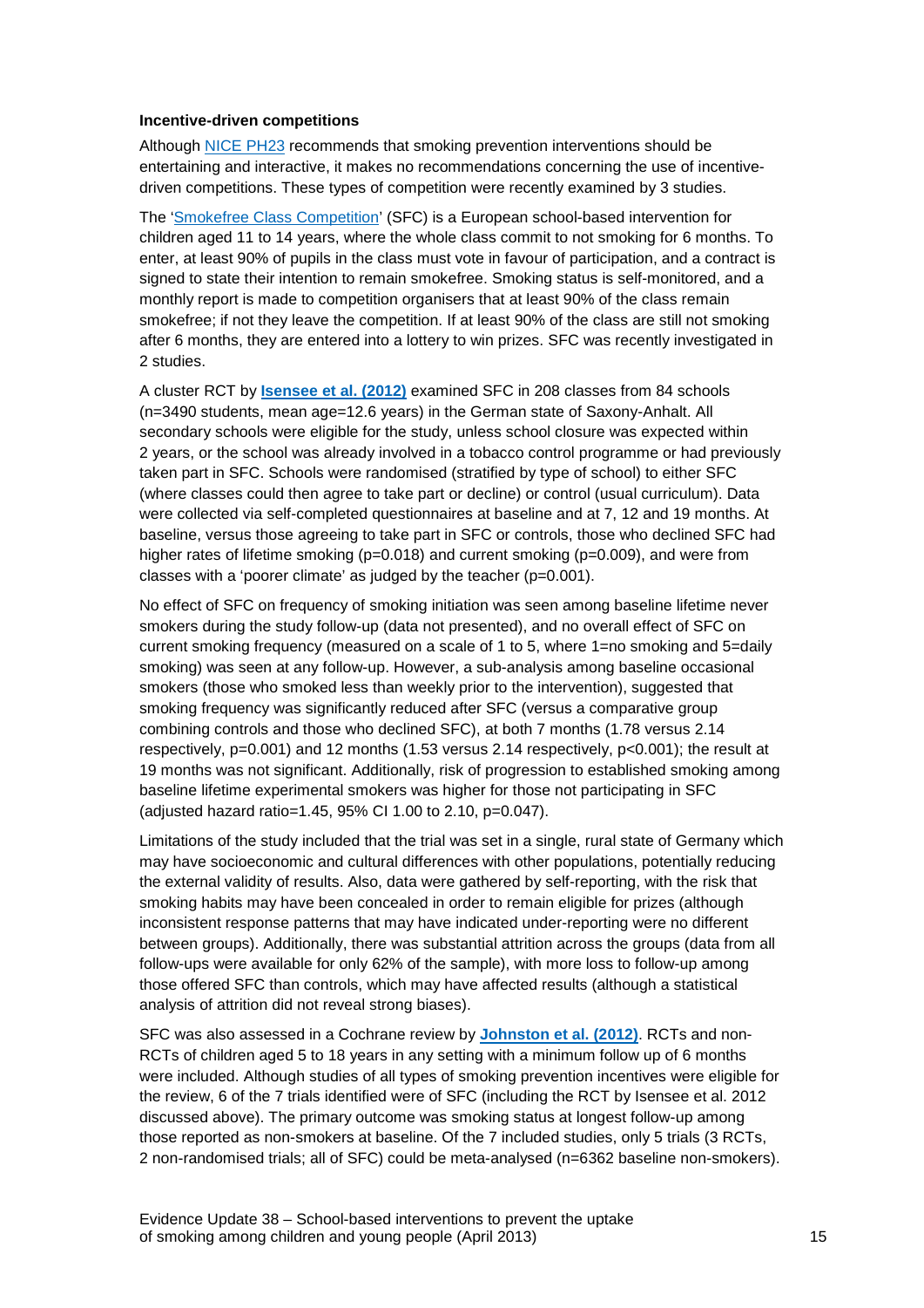**Incentive-driven competitions**

Although NICE PH23 recommends that smoking prevention interventions should be entertaining and interactive, it makes no recommendations concerning the use of incentive-driven competitions. These types of competition were recently examined by 3 studies.

The 'Smokefree Class Competition' (SFC) is a European school-based intervention for children aged 11 to 14 years, where the whole class commit to not smoking for 6 months. To enter, at least 90% of pupils in the class must vote in favour of participation, and a contract is signed to state their intention to remain smokefree. Smoking status is self-monitored, and a monthly report is made to competition organisers that at least 90% of the class remain smokefree; if not they leave the competition. If at least 90% of the class are still not smoking after 6 months, they are entered into a lottery to win prizes. SFC was recently investigated in 2 studies.

A cluster RCT by **Isensee et al. (2012)** examined SFC in 208 classes from 84 schools (n=3490 students, mean age=12.6 years) in the German state of Saxony-Anhalt. All secondary schools were eligible for the study, unless school closure was expected within 2 years, or the school was already involved in a tobacco control programme or had previously taken part in SFC. Schools were randomised (stratified by type of school) to either SFC (where classes could then agree to take part or decline) or control (usual curriculum). Data were collected via self-completed questionnaires at baseline and at 7, 12 and 19 months. At baseline, versus those agreeing to take part in SFC or controls, those who declined SFC had higher rates of lifetime smoking (p=0.018) and current smoking (p=0.009), and were from classes with a 'poorer climate' as judged by the teacher (p=0.001).

No effect of SFC on frequency of smoking initiation was seen among baseline lifetime never smokers during the study follow-up (data not presented), and no overall effect of SFC on current smoking frequency (measured on a scale of 1 to 5, where 1=no smoking and 5=daily smoking) was seen at any follow-up. However, a sub-analysis among baseline occasional smokers (those who smoked less than weekly prior to the intervention), suggested that smoking frequency was significantly reduced after SFC (versus a comparative group combining controls and those who declined SFC), at both 7 months (1.78 versus 2.14 respectively, p=0.001) and 12 months (1.53 versus 2.14 respectively, p<0.001); the result at 19 months was not significant. Additionally, risk of progression to established smoking among baseline lifetime experimental smokers was higher for those not participating in SFC (adjusted hazard ratio=1.45, 95% CI 1.00 to 2.10, p=0.047).

Limitations of the study included that the trial was set in a single, rural state of Germany which may have socioeconomic and cultural differences with other populations, potentially reducing the external validity of results. Also, data were gathered by self-reporting, with the risk that smoking habits may have been concealed in order to remain eligible for prizes (although inconsistent response patterns that may have indicated under-reporting were no different between groups). Additionally, there was substantial attrition across the groups (data from all follow-ups were available for only 62% of the sample), with more loss to follow-up among those offered SFC than controls, which may have affected results (although a statistical analysis of attrition did not reveal strong biases).

SFC was also assessed in a Cochrane review by **Johnston et al. (2012)**. RCTs and non-RCTs of children aged 5 to 18 years in any setting with a minimum follow up of 6 months were included. Although studies of all types of smoking prevention incentives were eligible for the review, 6 of the 7 trials identified were of SFC (including the RCT by Isensee et al. 2012 discussed above). The primary outcome was smoking status at longest follow-up among those reported as non-smokers at baseline. Of the 7 included studies, only 5 trials (3 RCTs, 2 non-randomised trials; all of SFC) could be meta-analysed (n=6362 baseline non-smokers).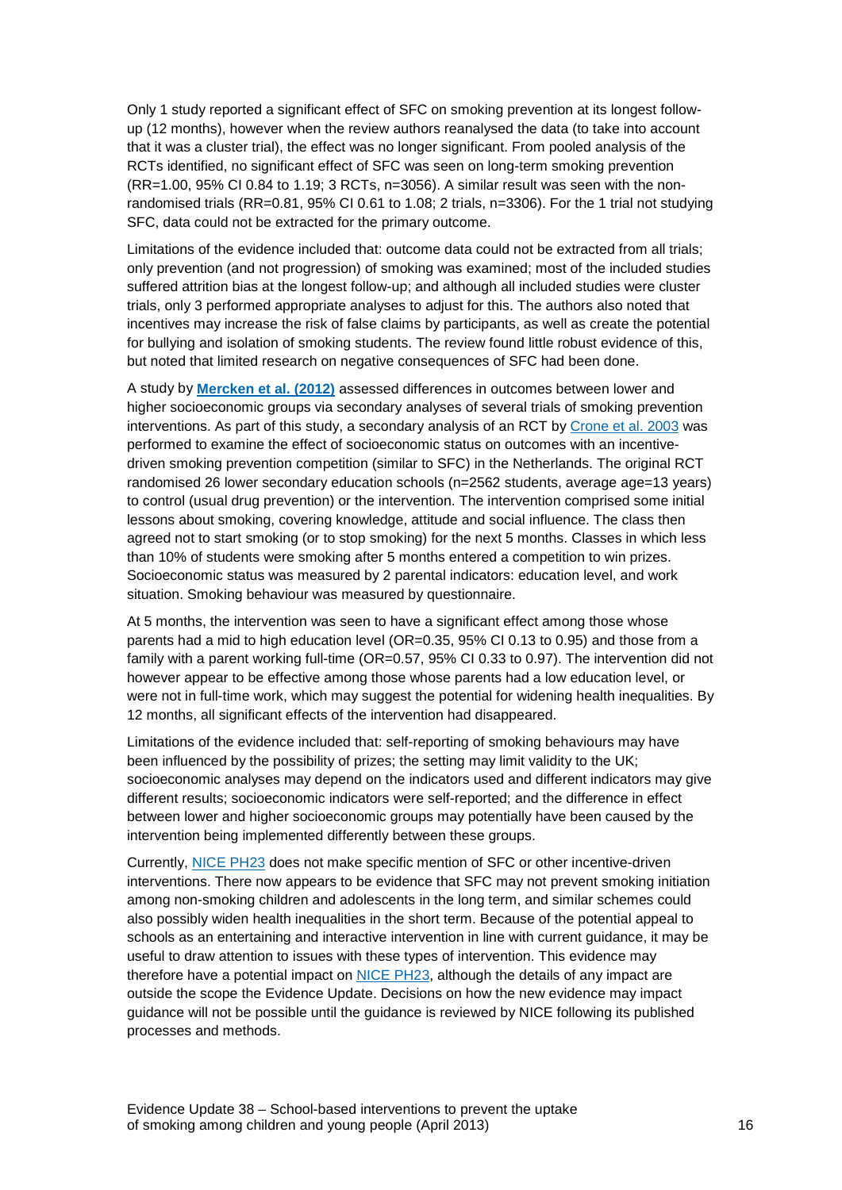Only 1 study reported a significant effect of SFC on smoking prevention at its longest follow-up (12 months), however when the review authors reanalysed the data (to take into account that it was a cluster trial), the effect was no longer significant. From pooled analysis of the RCTs identified, no significant effect of SFC was seen on long-term smoking prevention (RR=1.00, 95% CI 0.84 to 1.19; 3 RCTs, n=3056). A similar result was seen with the non-randomised trials (RR=0.81, 95% CI 0.61 to 1.08; 2 trials, n=3306). For the 1 trial not studying SFC, data could not be extracted for the primary outcome.

Limitations of the evidence included that: outcome data could not be extracted from all trials; only prevention (and not progression) of smoking was examined; most of the included studies suffered attrition bias at the longest follow-up; and although all included studies were cluster trials, only 3 performed appropriate analyses to adjust for this. The authors also noted that incentives may increase the risk of false claims by participants, as well as create the potential for bullying and isolation of smoking students. The review found little robust evidence of this, but noted that limited research on negative consequences of SFC had been done.

A study by **Mercken et al. (2012)** assessed differences in outcomes between lower and higher socioeconomic groups via secondary analyses of several trials of smoking prevention interventions. As part of this study, a secondary analysis of an RCT by Crone et al. 2003 was performed to examine the effect of socioeconomic status on outcomes with an incentive-driven smoking prevention competition (similar to SFC) in the Netherlands. The original RCT randomised 26 lower secondary education schools (n=2562 students, average age=13 years) to control (usual drug prevention) or the intervention. The intervention comprised some initial lessons about smoking, covering knowledge, attitude and social influence. The class then agreed not to start smoking (or to stop smoking) for the next 5 months. Classes in which less than 10% of students were smoking after 5 months entered a competition to win prizes. Socioeconomic status was measured by 2 parental indicators: education level, and work situation. Smoking behaviour was measured by questionnaire.

At 5 months, the intervention was seen to have a significant effect among those whose parents had a mid to high education level (OR=0.35, 95% CI 0.13 to 0.95) and those from a family with a parent working full-time (OR=0.57, 95% CI 0.33 to 0.97). The intervention did not however appear to be effective among those whose parents had a low education level, or were not in full-time work, which may suggest the potential for widening health inequalities. By 12 months, all significant effects of the intervention had disappeared.

Limitations of the evidence included that: self-reporting of smoking behaviours may have been influenced by the possibility of prizes; the setting may limit validity to the UK; socioeconomic analyses may depend on the indicators used and different indicators may give different results; socioeconomic indicators were self-reported; and the difference in effect between lower and higher socioeconomic groups may potentially have been caused by the intervention being implemented differently between these groups.

Currently, NICE PH23 does not make specific mention of SFC or other incentive-driven interventions. There now appears to be evidence that SFC may not prevent smoking initiation among non-smoking children and adolescents in the long term, and similar schemes could also possibly widen health inequalities in the short term. Because of the potential appeal to schools as an entertaining and interactive intervention in line with current guidance, it may be useful to draw attention to issues with these types of intervention. This evidence may therefore have a potential impact on NICE PH23, although the details of any impact are outside the scope the Evidence Update. Decisions on how the new evidence may impact guidance will not be possible until the guidance is reviewed by NICE following its published processes and methods.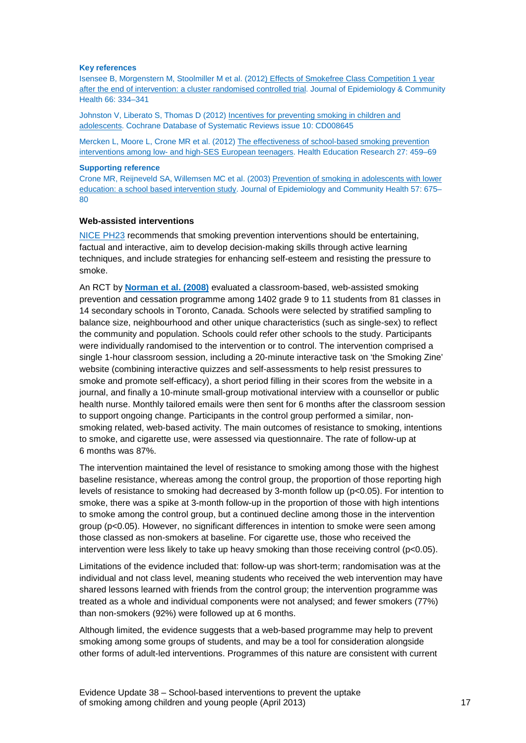**Key references**

Isensee B, Morgenstern M, Stoolmiller M et al. (2012) Effects of Smokefree Class Competition 1 year after the end of intervention: a cluster randomised controlled trial. Journal of Epidemiology & Community Health 66: 334–341

Johnston V, Liberato S, Thomas D (2012) Incentives for preventing smoking in children and adolescents. Cochrane Database of Systematic Reviews issue 10: CD008645

Mercken L, Moore L, Crone MR et al. (2012) The effectiveness of school-based smoking prevention interventions among low- and high-SES European teenagers. Health Education Research 27: 459–69

**Supporting reference**

Crone MR, Reijneveld SA, Willemsen MC et al. (2003) Prevention of smoking in adolescents with lower education: a school based intervention study. Journal of Epidemiology and Community Health 57: 675–80

### Web-assisted interventions

NICE PH23 recommends that smoking prevention interventions should be entertaining, factual and interactive, aim to develop decision-making skills through active learning techniques, and include strategies for enhancing self-esteem and resisting the pressure to smoke.

An RCT by **Norman et al. (2008)** evaluated a classroom-based, web-assisted smoking prevention and cessation programme among 1402 grade 9 to 11 students from 81 classes in 14 secondary schools in Toronto, Canada. Schools were selected by stratified sampling to balance size, neighbourhood and other unique characteristics (such as single-sex) to reflect the community and population. Schools could refer other schools to the study. Participants were individually randomised to the intervention or to control. The intervention comprised a single 1-hour classroom session, including a 20-minute interactive task on 'the Smoking Zine' website (combining interactive quizzes and self-assessments to help resist pressures to smoke and promote self-efficacy), a short period filling in their scores from the website in a journal, and finally a 10-minute small-group motivational interview with a counsellor or public health nurse. Monthly tailored emails were then sent for 6 months after the classroom session to support ongoing change. Participants in the control group performed a similar, non-smoking related, web-based activity. The main outcomes of resistance to smoking, intentions to smoke, and cigarette use, were assessed via questionnaire. The rate of follow-up at 6 months was 87%.

The intervention maintained the level of resistance to smoking among those with the highest baseline resistance, whereas among the control group, the proportion of those reporting high levels of resistance to smoking had decreased by 3-month follow up ($p<0.05$). For intention to smoke, there was a spike at 3-month follow-up in the proportion of those with high intentions to smoke among the control group, but a continued decline among those in the intervention group ($p<0.05$). However, no significant differences in intention to smoke were seen among those classed as non-smokers at baseline. For cigarette use, those who received the intervention were less likely to take up heavy smoking than those receiving control ($p<0.05$).

Limitations of the evidence included that: follow-up was short-term; randomisation was at the individual and not class level, meaning students who received the web intervention may have shared lessons learned with friends from the control group; the intervention programme was treated as a whole and individual components were not analysed; and fewer smokers (77%) than non-smokers (92%) were followed up at 6 months.

Although limited, the evidence suggests that a web-based programme may help to prevent smoking among some groups of students, and may be a tool for consideration alongside other forms of adult-led interventions. Programmes of this nature are consistent with current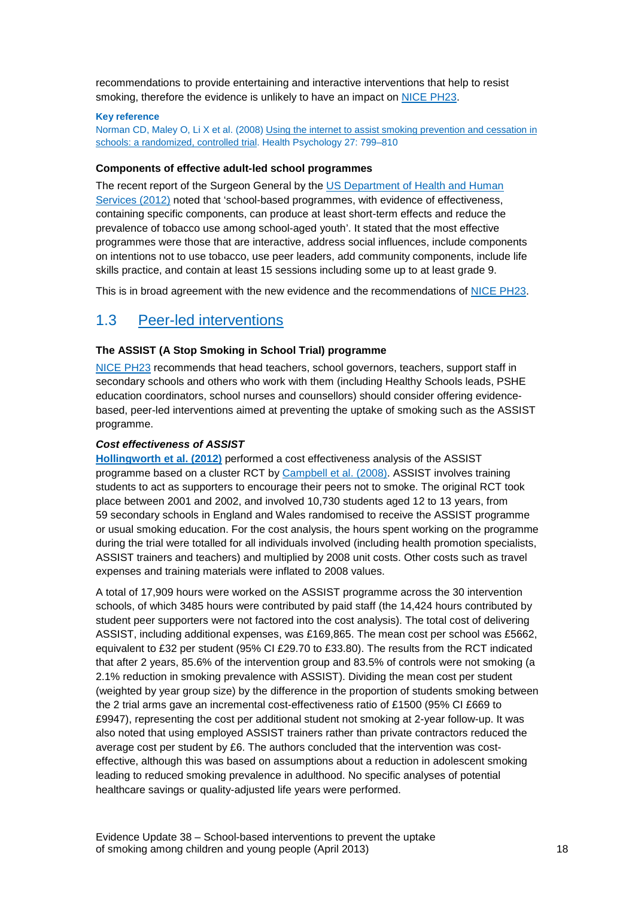recommendations to provide entertaining and interactive interventions that help to resist smoking, therefore the evidence is unlikely to have an impact on NICE PH23.

**Key reference**

Norman CD, Maley O, Li X et al. (2008) Using the internet to assist smoking prevention and cessation in schools: a randomized, controlled trial. Health Psychology 27: 799–810

**Components of effective adult-led school programmes**

The recent report of the Surgeon General by the US Department of Health and Human Services (2012) noted that 'school-based programmes, with evidence of effectiveness, containing specific components, can produce at least short-term effects and reduce the prevalence of tobacco use among school-aged youth'. It stated that the most effective programmes were those that are interactive, address social influences, include components on intentions not to use tobacco, use peer leaders, add community components, include life skills practice, and contain at least 15 sessions including some up to at least grade 9.

This is in broad agreement with the new evidence and the recommendations of NICE PH23.

## 1.3 Peer-led interventions

**The ASSIST (A Stop Smoking in School Trial) programme**

NICE PH23 recommends that head teachers, school governors, teachers, support staff in secondary schools and others who work with them (including Healthy Schools leads, PSHE education coordinators, school nurses and counsellors) should consider offering evidence-based, peer-led interventions aimed at preventing the uptake of smoking such as the ASSIST programme.

***Cost effectiveness of ASSIST***

**Hollingworth et al. (2012)** performed a cost effectiveness analysis of the ASSIST programme based on a cluster RCT by Campbell et al. (2008). ASSIST involves training students to act as supporters to encourage their peers not to smoke. The original RCT took place between 2001 and 2002, and involved 10,730 students aged 12 to 13 years, from 59 secondary schools in England and Wales randomised to receive the ASSIST programme or usual smoking education. For the cost analysis, the hours spent working on the programme during the trial were totalled for all individuals involved (including health promotion specialists, ASSIST trainers and teachers) and multiplied by 2008 unit costs. Other costs such as travel expenses and training materials were inflated to 2008 values.

A total of 17,909 hours were worked on the ASSIST programme across the 30 intervention schools, of which 3485 hours were contributed by paid staff (the 14,424 hours contributed by student peer supporters were not factored into the cost analysis). The total cost of delivering ASSIST, including additional expenses, was £169,865. The mean cost per school was £5662, equivalent to £32 per student (95% CI £29.70 to £33.80). The results from the RCT indicated that after 2 years, 85.6% of the intervention group and 83.5% of controls were not smoking (a 2.1% reduction in smoking prevalence with ASSIST). Dividing the mean cost per student (weighted by year group size) by the difference in the proportion of students smoking between the 2 trial arms gave an incremental cost-effectiveness ratio of £1500 (95% CI £669 to £9947), representing the cost per additional student not smoking at 2-year follow-up. It was also noted that using employed ASSIST trainers rather than private contractors reduced the average cost per student by £6. The authors concluded that the intervention was cost-effective, although this was based on assumptions about a reduction in adolescent smoking leading to reduced smoking prevalence in adulthood. No specific analyses of potential healthcare savings or quality-adjusted life years were performed.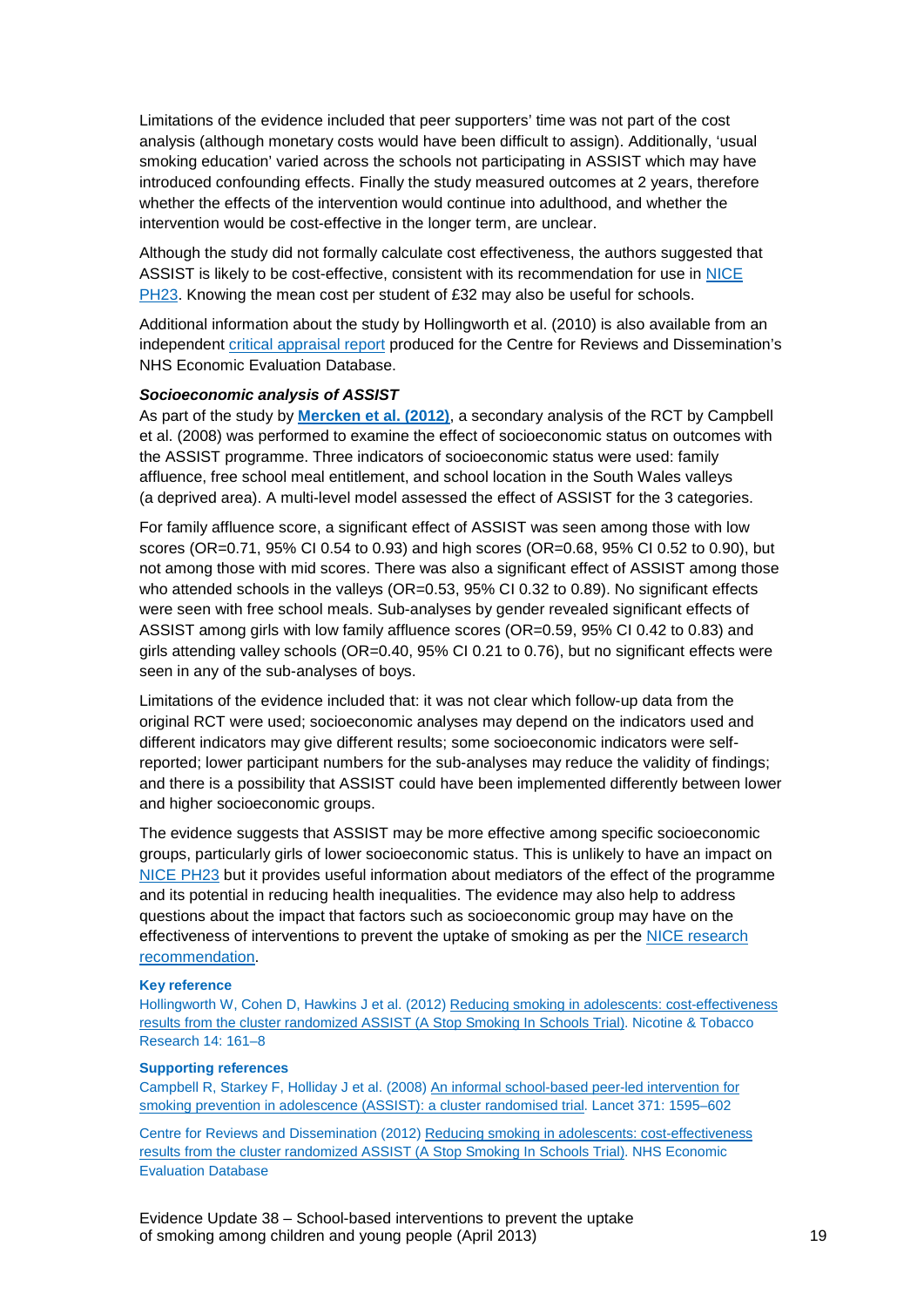Limitations of the evidence included that peer supporters' time was not part of the cost analysis (although monetary costs would have been difficult to assign). Additionally, 'usual smoking education' varied across the schools not participating in ASSIST which may have introduced confounding effects. Finally the study measured outcomes at 2 years, therefore whether the effects of the intervention would continue into adulthood, and whether the intervention would be cost-effective in the longer term, are unclear.

Although the study did not formally calculate cost effectiveness, the authors suggested that ASSIST is likely to be cost-effective, consistent with its recommendation for use in NICE PH23. Knowing the mean cost per student of £32 may also be useful for schools.

Additional information about the study by Hollingworth et al. (2010) is also available from an independent critical appraisal report produced for the Centre for Reviews and Dissemination's NHS Economic Evaluation Database.

***Socioeconomic analysis of ASSIST***

As part of the study by **Mercken et al. (2012)**, a secondary analysis of the RCT by Campbell et al. (2008) was performed to examine the effect of socioeconomic status on outcomes with the ASSIST programme. Three indicators of socioeconomic status were used: family affluence, free school meal entitlement, and school location in the South Wales valleys (a deprived area). A multi-level model assessed the effect of ASSIST for the 3 categories.

For family affluence score, a significant effect of ASSIST was seen among those with low scores (OR=0.71, 95% CI 0.54 to 0.93) and high scores (OR=0.68, 95% CI 0.52 to 0.90), but not among those with mid scores. There was also a significant effect of ASSIST among those who attended schools in the valleys (OR=0.53, 95% CI 0.32 to 0.89). No significant effects were seen with free school meals. Sub-analyses by gender revealed significant effects of ASSIST among girls with low family affluence scores (OR=0.59, 95% CI 0.42 to 0.83) and girls attending valley schools (OR=0.40, 95% CI 0.21 to 0.76), but no significant effects were seen in any of the sub-analyses of boys.

Limitations of the evidence included that: it was not clear which follow-up data from the original RCT were used; socioeconomic analyses may depend on the indicators used and different indicators may give different results; some socioeconomic indicators were self-reported; lower participant numbers for the sub-analyses may reduce the validity of findings; and there is a possibility that ASSIST could have been implemented differently between lower and higher socioeconomic groups.

The evidence suggests that ASSIST may be more effective among specific socioeconomic groups, particularly girls of lower socioeconomic status. This is unlikely to have an impact on NICE PH23 but it provides useful information about mediators of the effect of the programme and its potential in reducing health inequalities. The evidence may also help to address questions about the impact that factors such as socioeconomic group may have on the effectiveness of interventions to prevent the uptake of smoking as per the NICE research recommendation.

**Key reference**

Hollingworth W, Cohen D, Hawkins J et al. (2012) Reducing smoking in adolescents: cost-effectiveness results from the cluster randomized ASSIST (A Stop Smoking In Schools Trial). Nicotine & Tobacco Research 14: 161–8

**Supporting references**

Campbell R, Starkey F, Holliday J et al. (2008) An informal school-based peer-led intervention for smoking prevention in adolescence (ASSIST): a cluster randomised trial. Lancet 371: 1595–602

Centre for Reviews and Dissemination (2012) Reducing smoking in adolescents: cost-effectiveness results from the cluster randomized ASSIST (A Stop Smoking In Schools Trial). NHS Economic Evaluation Database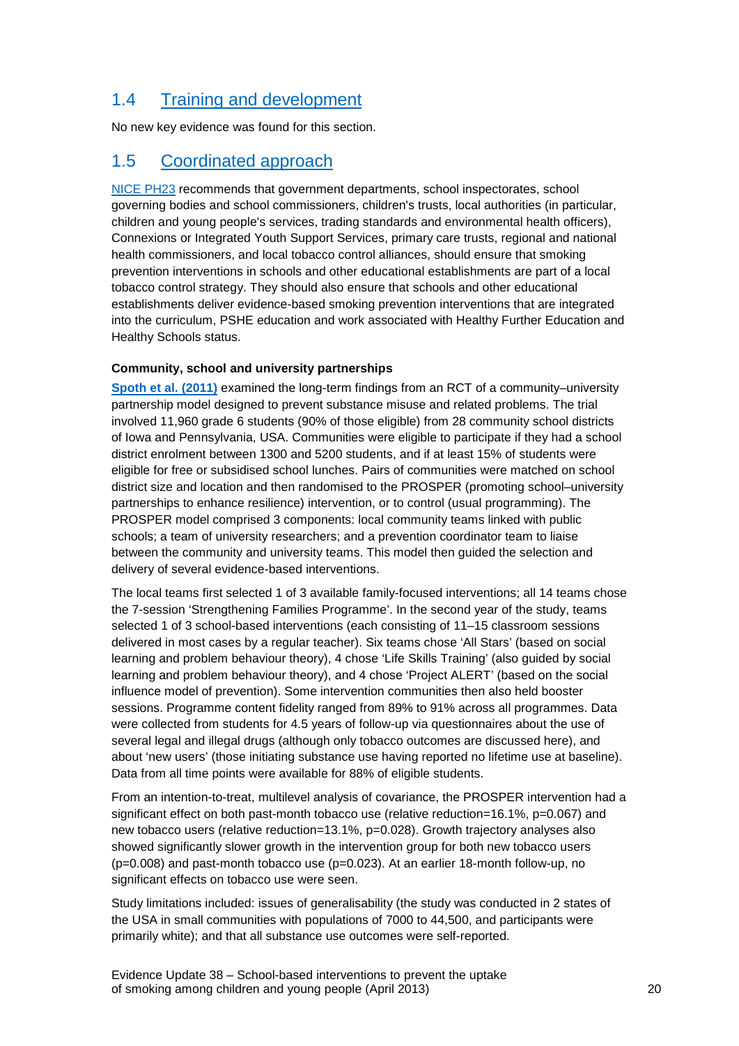## 1.4 Training and development

No new key evidence was found for this section.

## 1.5 Coordinated approach

NICE PH23 recommends that government departments, school inspectorates, school governing bodies and school commissioners, children's trusts, local authorities (in particular, children and young people's services, trading standards and environmental health officers), Connexions or Integrated Youth Support Services, primary care trusts, regional and national health commissioners, and local tobacco control alliances, should ensure that smoking prevention interventions in schools and other educational establishments are part of a local tobacco control strategy. They should also ensure that schools and other educational establishments deliver evidence-based smoking prevention interventions that are integrated into the curriculum, PSHE education and work associated with Healthy Further Education and Healthy Schools status.

**Community, school and university partnerships**

**Spoth et al. (2011)** examined the long-term findings from an RCT of a community–university partnership model designed to prevent substance misuse and related problems. The trial involved 11,960 grade 6 students (90% of those eligible) from 28 community school districts of Iowa and Pennsylvania, USA. Communities were eligible to participate if they had a school district enrolment between 1300 and 5200 students, and if at least 15% of students were eligible for free or subsidised school lunches. Pairs of communities were matched on school district size and location and then randomised to the PROSPER (promoting school–university partnerships to enhance resilience) intervention, or to control (usual programming). The PROSPER model comprised 3 components: local community teams linked with public schools; a team of university researchers; and a prevention coordinator team to liaise between the community and university teams. This model then guided the selection and delivery of several evidence-based interventions.

The local teams first selected 1 of 3 available family-focused interventions; all 14 teams chose the 7-session 'Strengthening Families Programme'. In the second year of the study, teams selected 1 of 3 school-based interventions (each consisting of 11–15 classroom sessions delivered in most cases by a regular teacher). Six teams chose 'All Stars' (based on social learning and problem behaviour theory), 4 chose 'Life Skills Training' (also guided by social learning and problem behaviour theory), and 4 chose 'Project ALERT' (based on the social influence model of prevention). Some intervention communities then also held booster sessions. Programme content fidelity ranged from 89% to 91% across all programmes. Data were collected from students for 4.5 years of follow-up via questionnaires about the use of several legal and illegal drugs (although only tobacco outcomes are discussed here), and about 'new users' (those initiating substance use having reported no lifetime use at baseline). Data from all time points were available for 88% of eligible students.

From an intention-to-treat, multilevel analysis of covariance, the PROSPER intervention had a significant effect on both past-month tobacco use (relative reduction=16.1%, p=0.067) and new tobacco users (relative reduction=13.1%, p=0.028). Growth trajectory analyses also showed significantly slower growth in the intervention group for both new tobacco users (p=0.008) and past-month tobacco use (p=0.023). At an earlier 18-month follow-up, no significant effects on tobacco use were seen.

Study limitations included: issues of generalisability (the study was conducted in 2 states of the USA in small communities with populations of 7000 to 44,500, and participants were primarily white); and that all substance use outcomes were self-reported.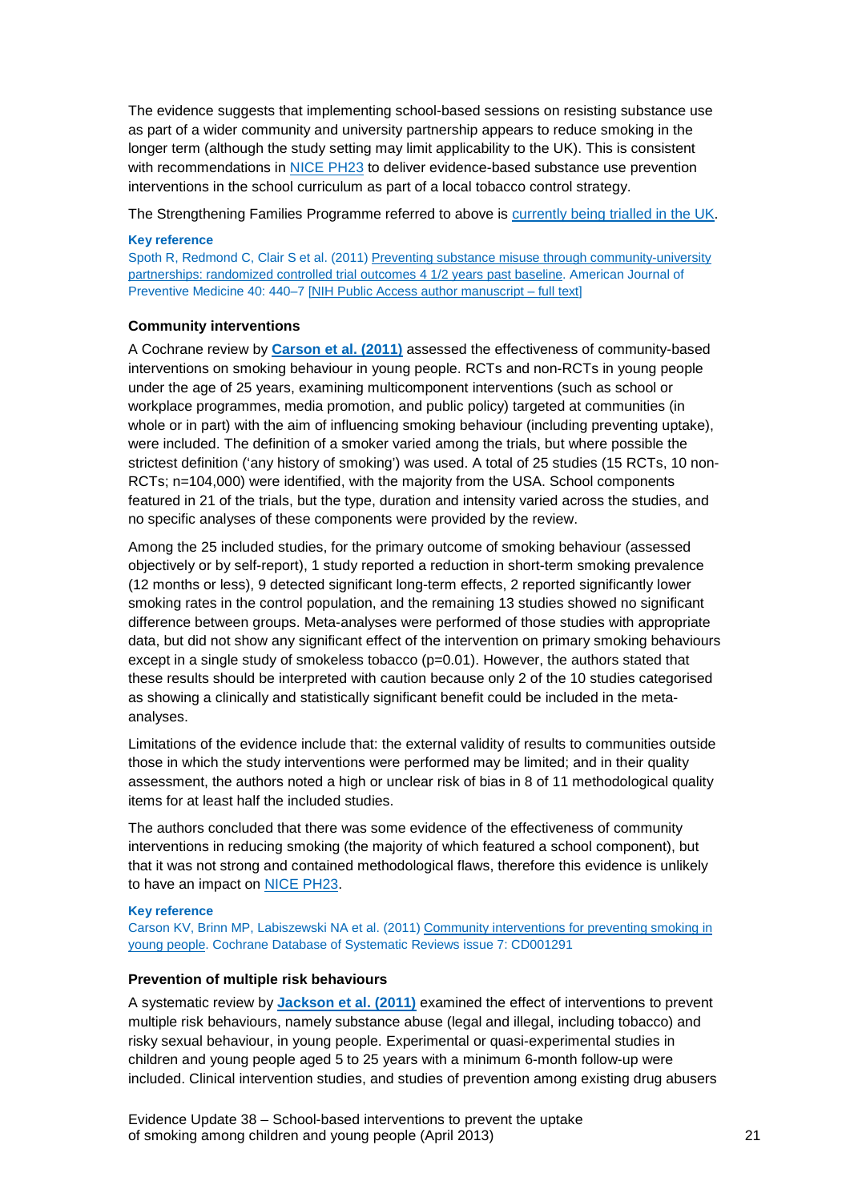The evidence suggests that implementing school-based sessions on resisting substance use as part of a wider community and university partnership appears to reduce smoking in the longer term (although the study setting may limit applicability to the UK). This is consistent with recommendations in NICE PH23 to deliver evidence-based substance use prevention interventions in the school curriculum as part of a local tobacco control strategy.

The Strengthening Families Programme referred to above is currently being trialled in the UK.

**Key reference**

Spoth R, Redmond C, Clair S et al. (2011) Preventing substance misuse through community-university partnerships: randomized controlled trial outcomes 4 1/2 years past baseline. American Journal of Preventive Medicine 40: 440–7 [NIH Public Access author manuscript – full text]

### Community interventions

A Cochrane review by **Carson et al. (2011)** assessed the effectiveness of community-based interventions on smoking behaviour in young people. RCTs and non-RCTs in young people under the age of 25 years, examining multicomponent interventions (such as school or workplace programmes, media promotion, and public policy) targeted at communities (in whole or in part) with the aim of influencing smoking behaviour (including preventing uptake), were included. The definition of a smoker varied among the trials, but where possible the strictest definition ('any history of smoking') was used. A total of 25 studies (15 RCTs, 10 non-RCTs; n=104,000) were identified, with the majority from the USA. School components featured in 21 of the trials, but the type, duration and intensity varied across the studies, and no specific analyses of these components were provided by the review.

Among the 25 included studies, for the primary outcome of smoking behaviour (assessed objectively or by self-report), 1 study reported a reduction in short-term smoking prevalence (12 months or less), 9 detected significant long-term effects, 2 reported significantly lower smoking rates in the control population, and the remaining 13 studies showed no significant difference between groups. Meta-analyses were performed of those studies with appropriate data, but did not show any significant effect of the intervention on primary smoking behaviours except in a single study of smokeless tobacco ($p=0.01$). However, the authors stated that these results should be interpreted with caution because only 2 of the 10 studies categorised as showing a clinically and statistically significant benefit could be included in the meta-analyses.

Limitations of the evidence include that: the external validity of results to communities outside those in which the study interventions were performed may be limited; and in their quality assessment, the authors noted a high or unclear risk of bias in 8 of 11 methodological quality items for at least half the included studies.

The authors concluded that there was some evidence of the effectiveness of community interventions in reducing smoking (the majority of which featured a school component), but that it was not strong and contained methodological flaws, therefore this evidence is unlikely to have an impact on NICE PH23.

**Key reference**

Carson KV, Brinn MP, Labiszewski NA et al. (2011) Community interventions for preventing smoking in young people. Cochrane Database of Systematic Reviews issue 7: CD001291

### Prevention of multiple risk behaviours

A systematic review by **Jackson et al. (2011)** examined the effect of interventions to prevent multiple risk behaviours, namely substance abuse (legal and illegal, including tobacco) and risky sexual behaviour, in young people. Experimental or quasi-experimental studies in children and young people aged 5 to 25 years with a minimum 6-month follow-up were included. Clinical intervention studies, and studies of prevention among existing drug abusers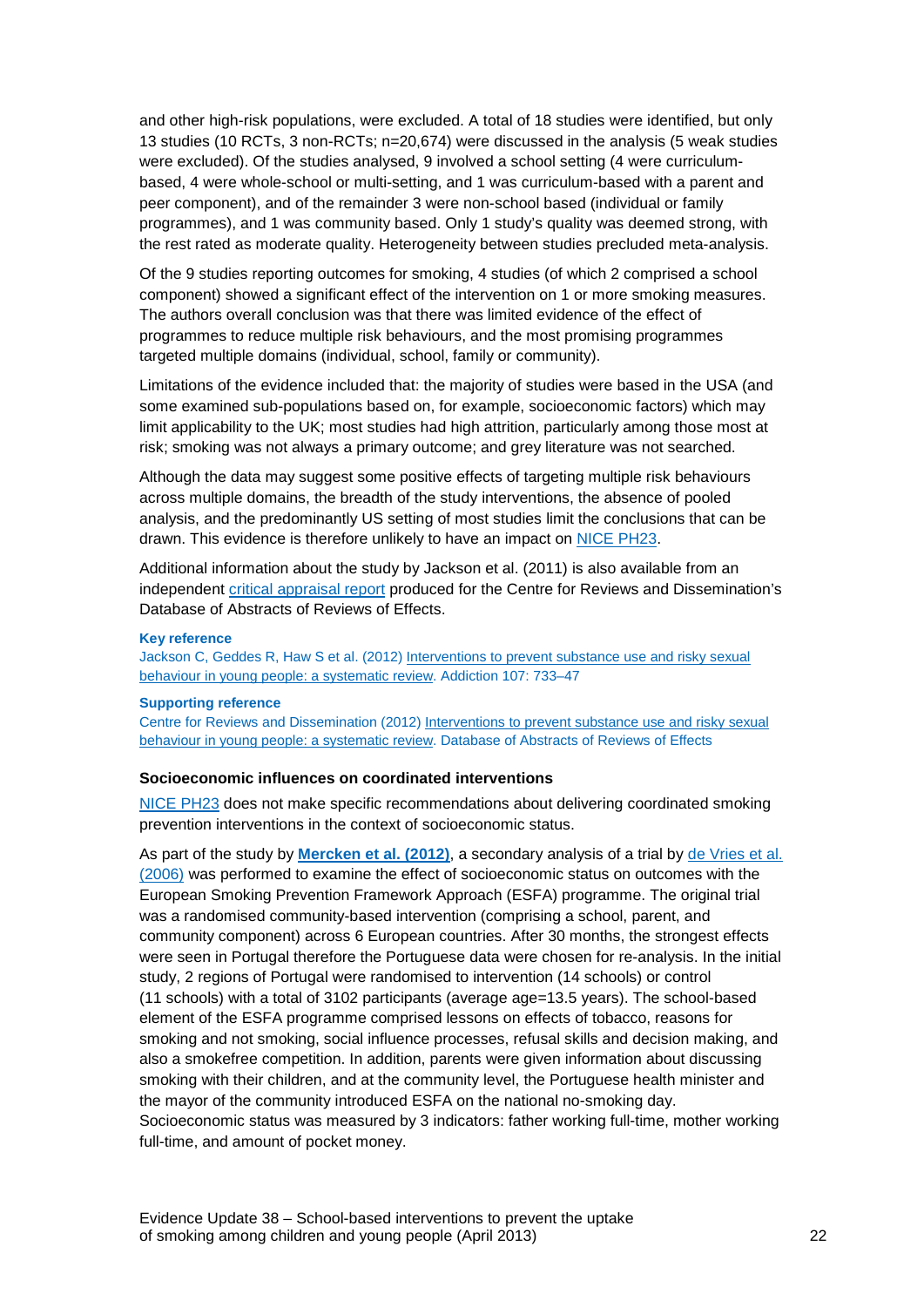and other high-risk populations, were excluded. A total of 18 studies were identified, but only 13 studies (10 RCTs, 3 non-RCTs; n=20,674) were discussed in the analysis (5 weak studies were excluded). Of the studies analysed, 9 involved a school setting (4 were curriculum-based, 4 were whole-school or multi-setting, and 1 was curriculum-based with a parent and peer component), and of the remainder 3 were non-school based (individual or family programmes), and 1 was community based. Only 1 study's quality was deemed strong, with the rest rated as moderate quality. Heterogeneity between studies precluded meta-analysis.

Of the 9 studies reporting outcomes for smoking, 4 studies (of which 2 comprised a school component) showed a significant effect of the intervention on 1 or more smoking measures. The authors overall conclusion was that there was limited evidence of the effect of programmes to reduce multiple risk behaviours, and the most promising programmes targeted multiple domains (individual, school, family or community).

Limitations of the evidence included that: the majority of studies were based in the USA (and some examined sub-populations based on, for example, socioeconomic factors) which may limit applicability to the UK; most studies had high attrition, particularly among those most at risk; smoking was not always a primary outcome; and grey literature was not searched.

Although the data may suggest some positive effects of targeting multiple risk behaviours across multiple domains, the breadth of the study interventions, the absence of pooled analysis, and the predominantly US setting of most studies limit the conclusions that can be drawn. This evidence is therefore unlikely to have an impact on NICE PH23.

Additional information about the study by Jackson et al. (2011) is also available from an independent critical appraisal report produced for the Centre for Reviews and Dissemination's Database of Abstracts of Reviews of Effects.

**Key reference**

Jackson C, Geddes R, Haw S et al. (2012) Interventions to prevent substance use and risky sexual behaviour in young people: a systematic review. Addiction 107: 733–47

**Supporting reference**

Centre for Reviews and Dissemination (2012) Interventions to prevent substance use and risky sexual behaviour in young people: a systematic review. Database of Abstracts of Reviews of Effects

#### Socioeconomic influences on coordinated interventions

NICE PH23 does not make specific recommendations about delivering coordinated smoking prevention interventions in the context of socioeconomic status.

As part of the study by **Mercken et al. (2012)**, a secondary analysis of a trial by de Vries et al. (2006) was performed to examine the effect of socioeconomic status on outcomes with the European Smoking Prevention Framework Approach (ESFA) programme. The original trial was a randomised community-based intervention (comprising a school, parent, and community component) across 6 European countries. After 30 months, the strongest effects were seen in Portugal therefore the Portuguese data were chosen for re-analysis. In the initial study, 2 regions of Portugal were randomised to intervention (14 schools) or control (11 schools) with a total of 3102 participants (average age=13.5 years). The school-based element of the ESFA programme comprised lessons on effects of tobacco, reasons for smoking and not smoking, social influence processes, refusal skills and decision making, and also a smokefree competition. In addition, parents were given information about discussing smoking with their children, and at the community level, the Portuguese health minister and the mayor of the community introduced ESFA on the national no-smoking day. Socioeconomic status was measured by 3 indicators: father working full-time, mother working full-time, and amount of pocket money.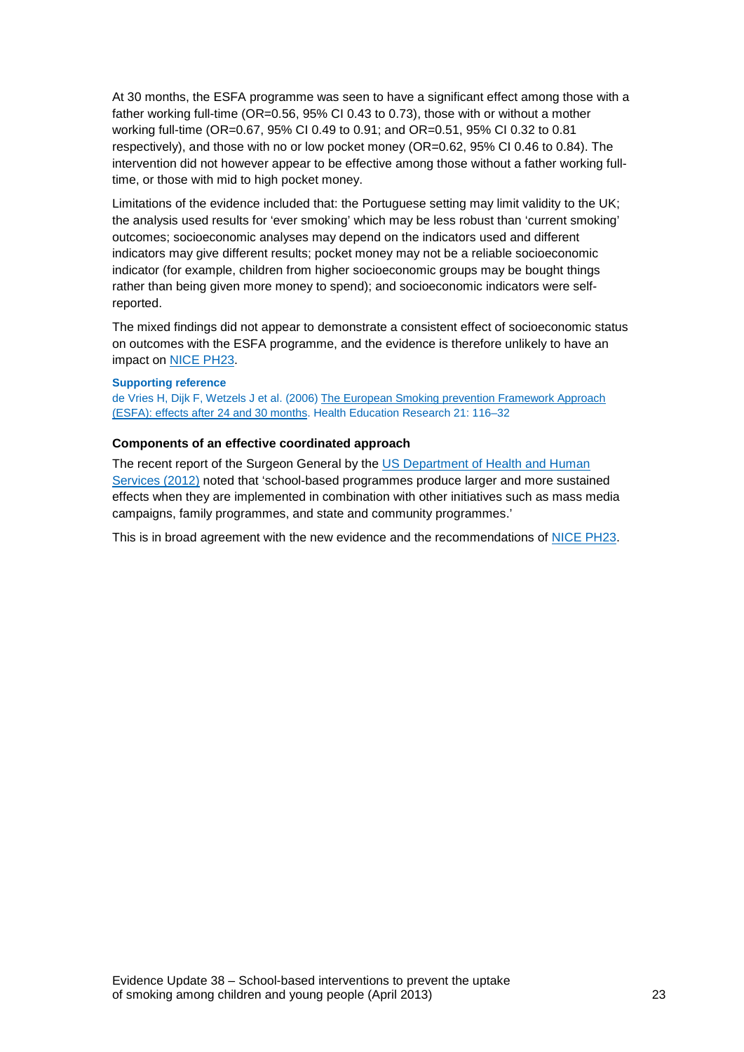At 30 months, the ESFA programme was seen to have a significant effect among those with a father working full-time (OR=0.56, 95% CI 0.43 to 0.73), those with or without a mother working full-time (OR=0.67, 95% CI 0.49 to 0.91; and OR=0.51, 95% CI 0.32 to 0.81 respectively), and those with no or low pocket money (OR=0.62, 95% CI 0.46 to 0.84). The intervention did not however appear to be effective among those without a father working full-time, or those with mid to high pocket money.

Limitations of the evidence included that: the Portuguese setting may limit validity to the UK; the analysis used results for 'ever smoking' which may be less robust than 'current smoking' outcomes; socioeconomic analyses may depend on the indicators used and different indicators may give different results; pocket money may not be a reliable socioeconomic indicator (for example, children from higher socioeconomic groups may be bought things rather than being given more money to spend); and socioeconomic indicators were self-reported.

The mixed findings did not appear to demonstrate a consistent effect of socioeconomic status on outcomes with the ESFA programme, and the evidence is therefore unlikely to have an impact on NICE PH23.

#### Supporting reference

de Vries H, Dijk F, Wetzels J et al. (2006) The European Smoking prevention Framework Approach (ESFA): effects after 24 and 30 months. Health Education Research 21: 116–32

### Components of an effective coordinated approach

The recent report of the Surgeon General by the US Department of Health and Human Services (2012) noted that 'school-based programmes produce larger and more sustained effects when they are implemented in combination with other initiatives such as mass media campaigns, family programmes, and state and community programmes.'

This is in broad agreement with the new evidence and the recommendations of NICE PH23.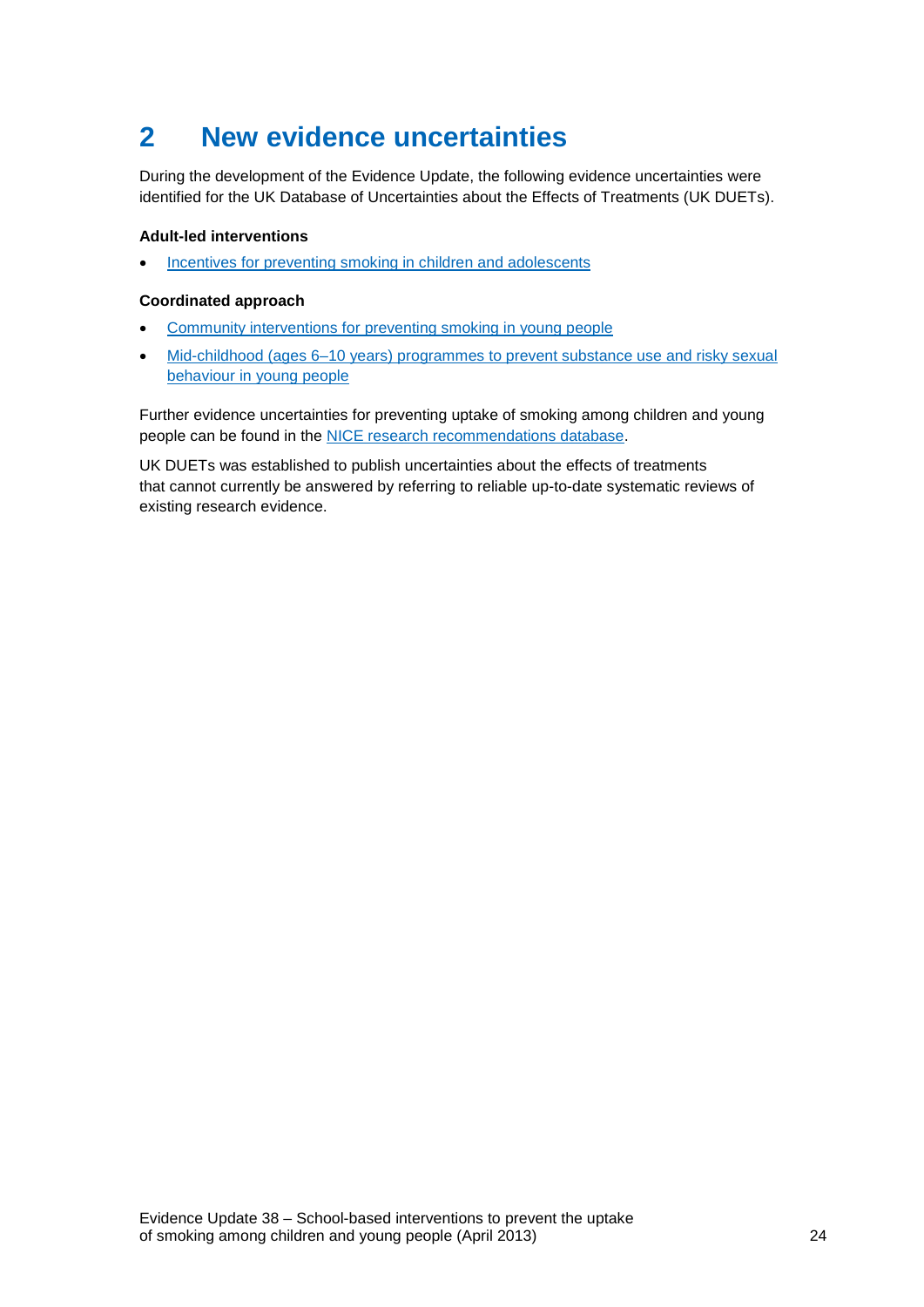# 2 New evidence uncertainties

During the development of the Evidence Update, the following evidence uncertainties were identified for the UK Database of Uncertainties about the Effects of Treatments (UK DUETs).

**Adult-led interventions**

- Incentives for preventing smoking in children and adolescents

**Coordinated approach**

- Community interventions for preventing smoking in young people
- Mid-childhood (ages 6–10 years) programmes to prevent substance use and risky sexual behaviour in young people

Further evidence uncertainties for preventing uptake of smoking among children and young people can be found in the NICE research recommendations database.

UK DUETs was established to publish uncertainties about the effects of treatments that cannot currently be answered by referring to reliable up-to-date systematic reviews of existing research evidence.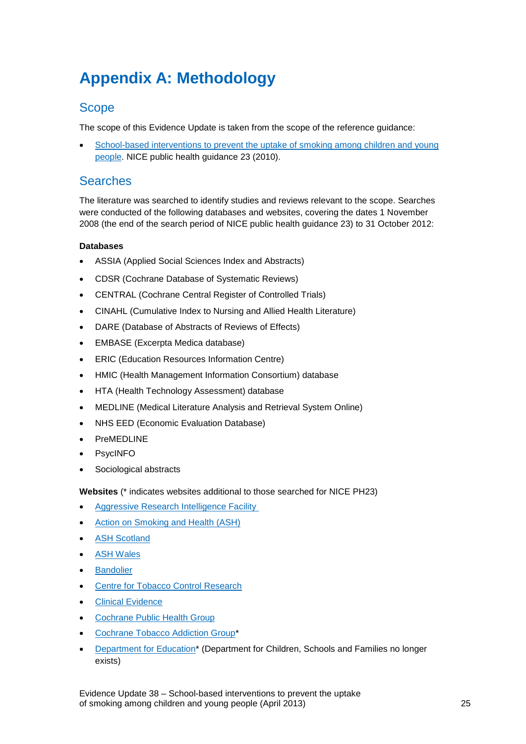# Appendix A: Methodology

## Scope

The scope of this Evidence Update is taken from the scope of the reference guidance:

- School-based interventions to prevent the uptake of smoking among children and young people. NICE public health guidance 23 (2010).

## Searches

The literature was searched to identify studies and reviews relevant to the scope. Searches were conducted of the following databases and websites, covering the dates 1 November 2008 (the end of the search period of NICE public health guidance 23) to 31 October 2012:

**Databases**

- ASSIA (Applied Social Sciences Index and Abstracts)
- CDSR (Cochrane Database of Systematic Reviews)
- CENTRAL (Cochrane Central Register of Controlled Trials)
- CINAHL (Cumulative Index to Nursing and Allied Health Literature)
- DARE (Database of Abstracts of Reviews of Effects)
- EMBASE (Excerpta Medica database)
- ERIC (Education Resources Information Centre)
- HMIC (Health Management Information Consortium) database
- HTA (Health Technology Assessment) database
- MEDLINE (Medical Literature Analysis and Retrieval System Online)
- NHS EED (Economic Evaluation Database)
- PreMEDLINE
- PsycINFO
- Sociological abstracts

**Websites** (* indicates websites additional to those searched for NICE PH23)

- Aggressive Research Intelligence Facility
- Action on Smoking and Health (ASH)
- ASH Scotland
- ASH Wales
- Bandolier
- Centre for Tobacco Control Research
- Clinical Evidence
- Cochrane Public Health Group
- Cochrane Tobacco Addiction Group*
- Department for Education* (Department for Children, Schools and Families no longer exists)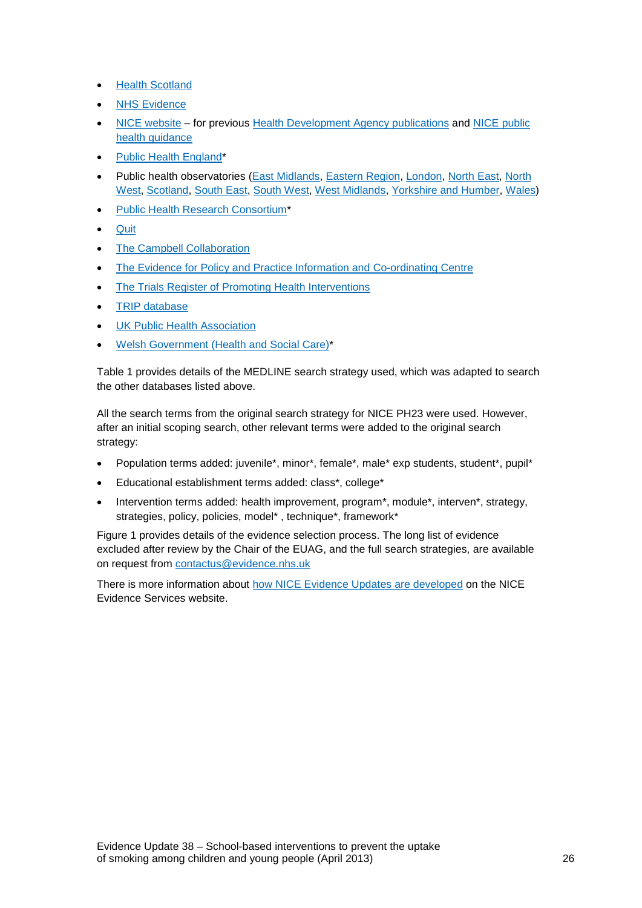- Health Scotland
- NHS Evidence
- NICE website – for previous Health Development Agency publications and NICE public health guidance
- Public Health England*
- Public health observatories (East Midlands, Eastern Region, London, North East, North West, Scotland, South East, South West, West Midlands, Yorkshire and Humber, Wales)
- Public Health Research Consortium*
- Quit
- The Campbell Collaboration
- The Evidence for Policy and Practice Information and Co-ordinating Centre
- The Trials Register of Promoting Health Interventions
- TRIP database
- UK Public Health Association
- Welsh Government (Health and Social Care)*

Table 1 provides details of the MEDLINE search strategy used, which was adapted to search the other databases listed above.

All the search terms from the original search strategy for NICE PH23 were used. However, after an initial scoping search, other relevant terms were added to the original search strategy:

- Population terms added: juvenile*, minor*, female*, male* exp students, student*, pupil*
- Educational establishment terms added: class*, college*
- Intervention terms added: health improvement, program*, module*, interven*, strategy, strategies, policy, policies, model* , technique*, framework*

Figure 1 provides details of the evidence selection process. The long list of evidence excluded after review by the Chair of the EUAG, and the full search strategies, are available on request from contactus@evidence.nhs.uk

There is more information about how NICE Evidence Updates are developed on the NICE Evidence Services website.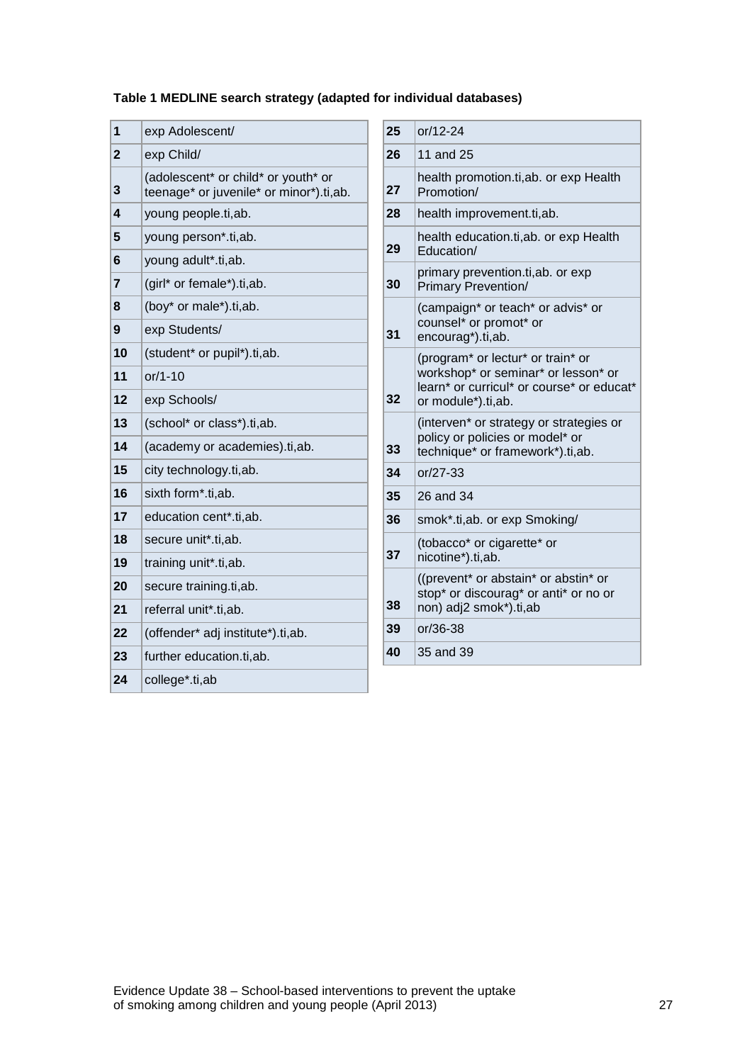**Table 1 MEDLINE search strategy (adapted for individual databases)**

| | |
|---|---|
| 1 | exp Adolescent/ |
| 2 | exp Child/ |
| 3 | (adolescent* or child* or youth* or teenage* or juvenile* or minor*).ti,ab. |
| 4 | young people.ti,ab. |
| 5 | young person*.ti,ab. |
| 6 | young adult*.ti,ab. |
| 7 | (girl* or female*).ti,ab. |
| 8 | (boy* or male*).ti,ab. |
| 9 | exp Students/ |
| 10 | (student* or pupil*).ti,ab. |
| 11 | or/1-10 |
| 12 | exp Schools/ |
| 13 | (school* or class*).ti,ab. |
| 14 | (academy or academies).ti,ab. |
| 15 | city technology.ti,ab. |
| 16 | sixth form*.ti,ab. |
| 17 | education cent*.ti,ab. |
| 18 | secure unit*.ti,ab. |
| 19 | training unit*.ti,ab. |
| 20 | secure training.ti,ab. |
| 21 | referral unit*.ti,ab. |
| 22 | (offender* adj institute*).ti,ab. |
| 23 | further education.ti,ab. |
| 24 | college*.ti,ab |
| 25 | or/12-24 |
| 26 | 11 and 25 |
| 27 | health promotion.ti,ab. or exp Health Promotion/ |
| 28 | health improvement.ti,ab. |
| 29 | health education.ti,ab. or exp Health Education/ |
| 30 | primary prevention.ti,ab. or exp Primary Prevention/ |
| 31 | (campaign* or teach* or advis* or counsel* or promot* or encourag*).ti,ab. |
| 32 | (program* or lectur* or train* or workshop* or seminar* or lesson* or learn* or curricul* or course* or educat* or module*).ti,ab. |
| 33 | (interven* or strategy or strategies or policy or policies or model* or technique* or framework*).ti,ab. |
| 34 | or/27-33 |
| 35 | 26 and 34 |
| 36 | smok*.ti,ab. or exp Smoking/ |
| 37 | (tobacco* or cigarette* or nicotine*).ti,ab. |
| 38 | ((prevent* or abstain* or abstin* or stop* or discourag* or anti* or no or non) adj2 smok*).ti,ab |
| 39 | or/36-38 |
| 40 | 35 and 39 |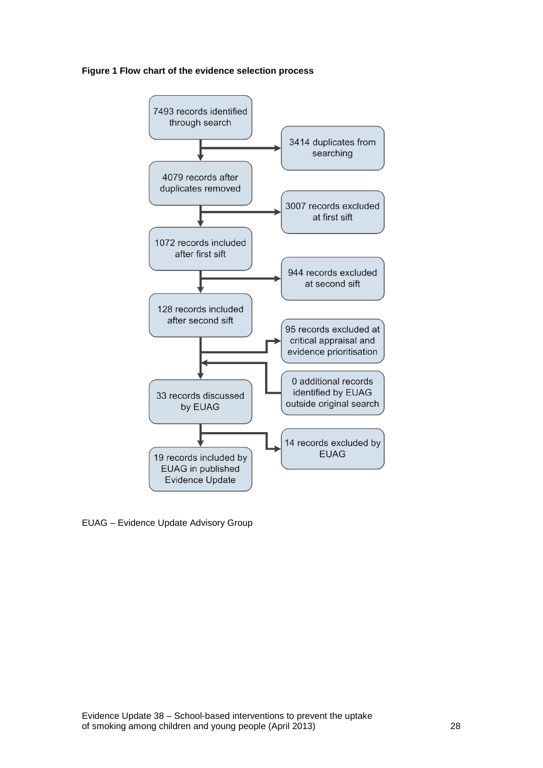**Figure 1 Flow chart of the evidence selection process**

- 7493 records identified through search
  - → 3414 duplicates from searching
- 4079 records after duplicates removed
  - → 3007 records excluded at first sift
- 1072 records included after first sift
  - → 944 records excluded at second sift
- 128 records included after second sift
  - → 95 records excluded at critical appraisal and evidence prioritisation
  - ← 0 additional records identified by EUAG outside original search
- 33 records discussed by EUAG
  - → 14 records excluded by EUAG
- 19 records included by EUAG in published Evidence Update

EUAG – Evidence Update Advisory Group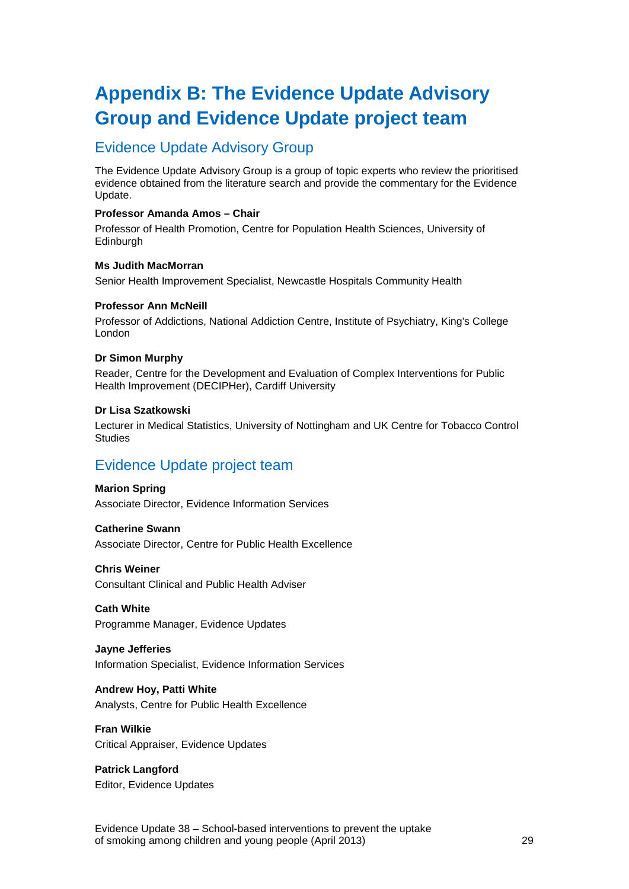# Appendix B: The Evidence Update Advisory Group and Evidence Update project team

## Evidence Update Advisory Group

The Evidence Update Advisory Group is a group of topic experts who review the prioritised evidence obtained from the literature search and provide the commentary for the Evidence Update.

**Professor Amanda Amos – Chair**

Professor of Health Promotion, Centre for Population Health Sciences, University of Edinburgh

**Ms Judith MacMorran**

Senior Health Improvement Specialist, Newcastle Hospitals Community Health

**Professor Ann McNeill**

Professor of Addictions, National Addiction Centre, Institute of Psychiatry, King's College London

**Dr Simon Murphy**

Reader, Centre for the Development and Evaluation of Complex Interventions for Public Health Improvement (DECIPHer), Cardiff University

**Dr Lisa Szatkowski**

Lecturer in Medical Statistics, University of Nottingham and UK Centre for Tobacco Control Studies

## Evidence Update project team

**Marion Spring**

Associate Director, Evidence Information Services

**Catherine Swann**

Associate Director, Centre for Public Health Excellence

**Chris Weiner**

Consultant Clinical and Public Health Adviser

**Cath White**

Programme Manager, Evidence Updates

**Jayne Jefferies**

Information Specialist, Evidence Information Services

**Andrew Hoy, Patti White**

Analysts, Centre for Public Health Excellence

**Fran Wilkie**

Critical Appraiser, Evidence Updates

**Patrick Langford**

Editor, Evidence Updates